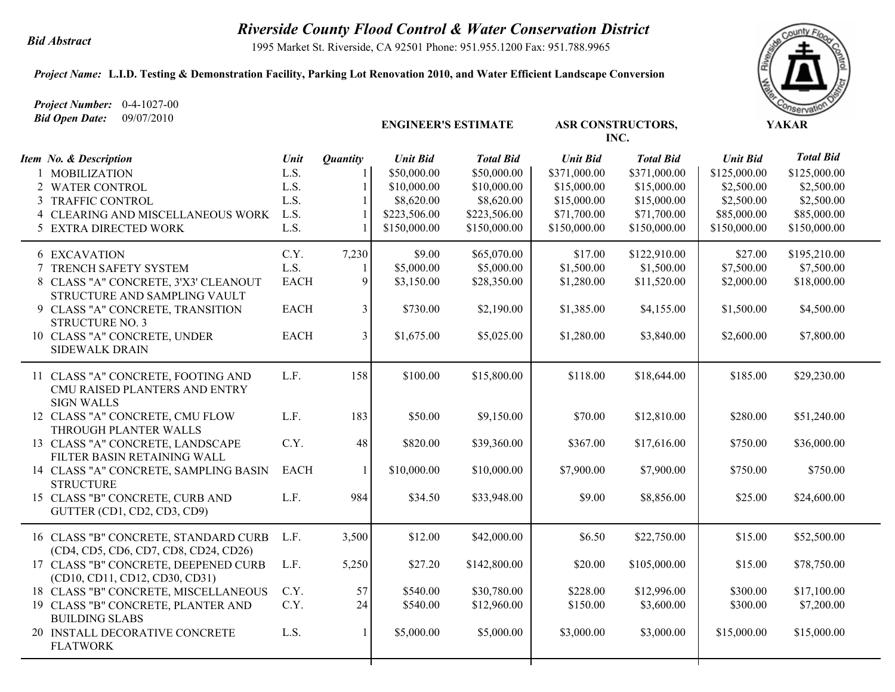**Bid Abstract**

# Riverside County Flood Control & Water Conservation District

1995 Market St. Riverside, CA 92501 Phone: 951.955.1200 Fax: 951.788.9965

***Project Name:*** **L.I.D. Testing & Demonstration Facility, Parking Lot Renovation 2010, and Water Efficient Landscape Conversion**

***Project Number:*** 0-4-1027-00
***Bid Open Date:*** 09/07/2010

| | | | ENGINEER'S ESTIMATE | | ASR CONSTRUCTORS, INC. | | YAKAR | |
|---|---|---|---|---|---|---|---|---|
| ***Item No. & Description*** | ***Unit*** | ***Quantity*** | ***Unit Bid*** | ***Total Bid*** | ***Unit Bid*** | ***Total Bid*** | ***Unit Bid*** | ***Total Bid*** |
| 1 MOBILIZATION | L.S. | 1 | $50,000.00 | $50,000.00 | $371,000.00 | $371,000.00 | $125,000.00 | $125,000.00 |
| 2 WATER CONTROL | L.S. | 1 | $10,000.00 | $10,000.00 | $15,000.00 | $15,000.00 | $2,500.00 | $2,500.00 |
| 3 TRAFFIC CONTROL | L.S. | 1 | $8,620.00 | $8,620.00 | $15,000.00 | $15,000.00 | $2,500.00 | $2,500.00 |
| 4 CLEARING AND MISCELLANEOUS WORK | L.S. | 1 | $223,506.00 | $223,506.00 | $71,700.00 | $71,700.00 | $85,000.00 | $85,000.00 |
| 5 EXTRA DIRECTED WORK | L.S. | 1 | $150,000.00 | $150,000.00 | $150,000.00 | $150,000.00 | $150,000.00 | $150,000.00 |
| 6 EXCAVATION | C.Y. | 7,230 | $9.00 | $65,070.00 | $17.00 | $122,910.00 | $27.00 | $195,210.00 |
| 7 TRENCH SAFETY SYSTEM | L.S. | 1 | $5,000.00 | $5,000.00 | $1,500.00 | $1,500.00 | $7,500.00 | $7,500.00 |
| 8 CLASS "A" CONCRETE, 3'X3' CLEANOUT STRUCTURE AND SAMPLING VAULT | EACH | 9 | $3,150.00 | $28,350.00 | $1,280.00 | $11,520.00 | $2,000.00 | $18,000.00 |
| 9 CLASS "A" CONCRETE, TRANSITION STRUCTURE NO. 3 | EACH | 3 | $730.00 | $2,190.00 | $1,385.00 | $4,155.00 | $1,500.00 | $4,500.00 |
| 10 CLASS "A" CONCRETE, UNDER SIDEWALK DRAIN | EACH | 3 | $1,675.00 | $5,025.00 | $1,280.00 | $3,840.00 | $2,600.00 | $7,800.00 |
| 11 CLASS "A" CONCRETE, FOOTING AND CMU RAISED PLANTERS AND ENTRY SIGN WALLS | L.F. | 158 | $100.00 | $15,800.00 | $118.00 | $18,644.00 | $185.00 | $29,230.00 |
| 12 CLASS "A" CONCRETE, CMU FLOW THROUGH PLANTER WALLS | L.F. | 183 | $50.00 | $9,150.00 | $70.00 | $12,810.00 | $280.00 | $51,240.00 |
| 13 CLASS "A" CONCRETE, LANDSCAPE FILTER BASIN RETAINING WALL | C.Y. | 48 | $820.00 | $39,360.00 | $367.00 | $17,616.00 | $750.00 | $36,000.00 |
| 14 CLASS "A" CONCRETE, SAMPLING BASIN STRUCTURE | EACH | 1 | $10,000.00 | $10,000.00 | $7,900.00 | $7,900.00 | $750.00 | $750.00 |
| 15 CLASS "B" CONCRETE, CURB AND GUTTER (CD1, CD2, CD3, CD9) | L.F. | 984 | $34.50 | $33,948.00 | $9.00 | $8,856.00 | $25.00 | $24,600.00 |
| 16 CLASS "B" CONCRETE, STANDARD CURB (CD4, CD5, CD6, CD7, CD8, CD24, CD26) | L.F. | 3,500 | $12.00 | $42,000.00 | $6.50 | $22,750.00 | $15.00 | $52,500.00 |
| 17 CLASS "B" CONCRETE, DEEPENED CURB (CD10, CD11, CD12, CD30, CD31) | L.F. | 5,250 | $27.20 | $142,800.00 | $20.00 | $105,000.00 | $15.00 | $78,750.00 |
| 18 CLASS "B" CONCRETE, MISCELLANEOUS | C.Y. | 57 | $540.00 | $30,780.00 | $228.00 | $12,996.00 | $300.00 | $17,100.00 |
| 19 CLASS "B" CONCRETE, PLANTER AND BUILDING SLABS | C.Y. | 24 | $540.00 | $12,960.00 | $150.00 | $3,600.00 | $300.00 | $7,200.00 |
| 20 INSTALL DECORATIVE CONCRETE FLATWORK | L.S. | 1 | $5,000.00 | $5,000.00 | $3,000.00 | $3,000.00 | $15,000.00 | $15,000.00 |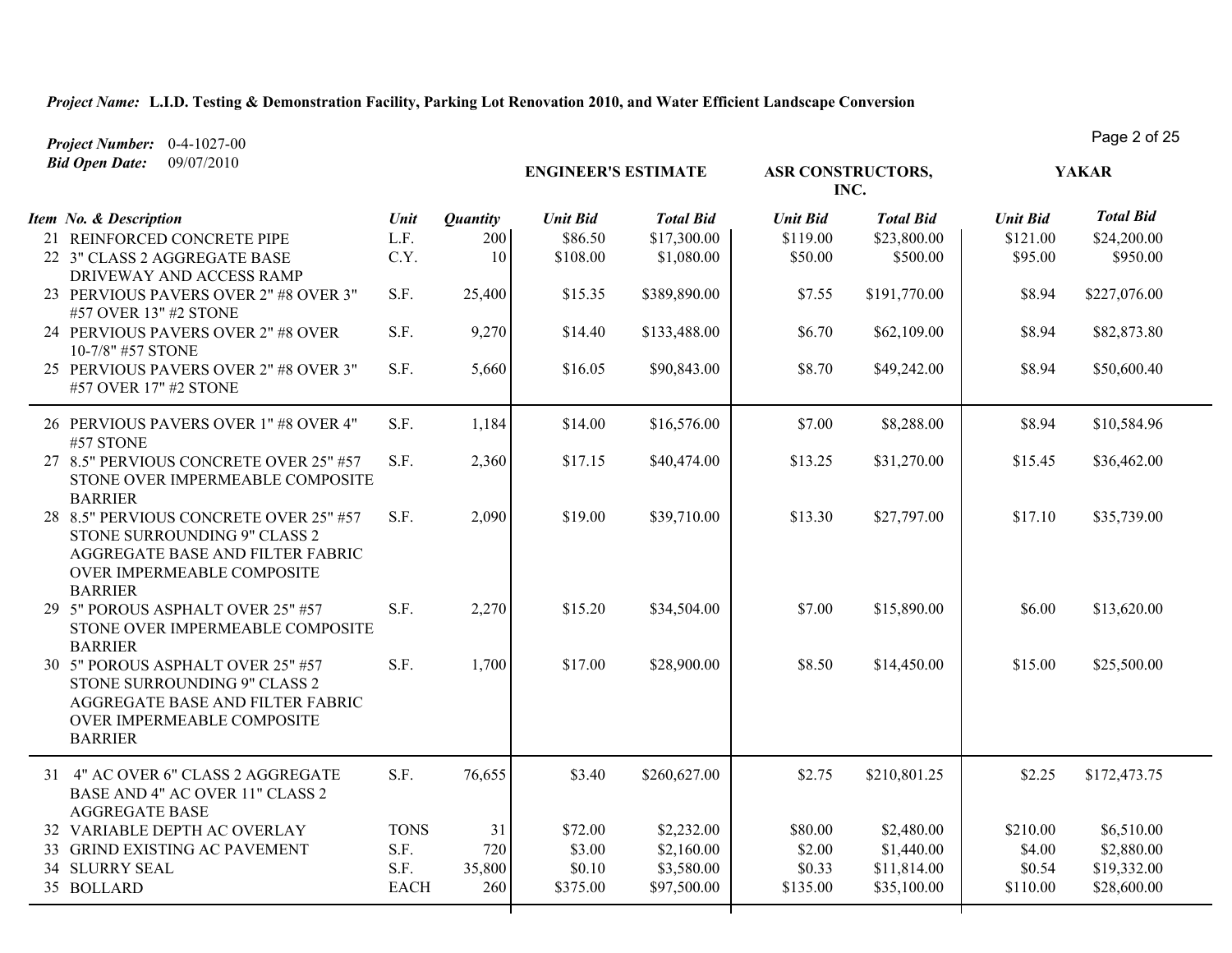***Project Name:*** **L.I.D. Testing & Demonstration Facility, Parking Lot Renovation 2010, and Water Efficient Landscape Conversion**

***Project Number:*** 0-4-1027-00

***Bid Open Date:*** 09/07/2010

| Item No. & Description | Unit | Quantity | ENGINEER'S ESTIMATE Unit Bid | ENGINEER'S ESTIMATE Total Bid | ASR CONSTRUCTORS, INC. Unit Bid | ASR CONSTRUCTORS, INC. Total Bid | YAKAR Unit Bid | YAKAR Total Bid |
|---|---|---|---|---|---|---|---|---|
| 21 REINFORCED CONCRETE PIPE | L.F. | 200 | $86.50 | $17,300.00 | $119.00 | $23,800.00 | $121.00 | $24,200.00 |
| 22 3" CLASS 2 AGGREGATE BASE DRIVEWAY AND ACCESS RAMP | C.Y. | 10 | $108.00 | $1,080.00 | $50.00 | $500.00 | $95.00 | $950.00 |
| 23 PERVIOUS PAVERS OVER 2" #8 OVER 3" #57 OVER 13" #2 STONE | S.F. | 25,400 | $15.35 | $389,890.00 | $7.55 | $191,770.00 | $8.94 | $227,076.00 |
| 24 PERVIOUS PAVERS OVER 2" #8 OVER 10-7/8" #57 STONE | S.F. | 9,270 | $14.40 | $133,488.00 | $6.70 | $62,109.00 | $8.94 | $82,873.80 |
| 25 PERVIOUS PAVERS OVER 2" #8 OVER 3" #57 OVER 17" #2 STONE | S.F. | 5,660 | $16.05 | $90,843.00 | $8.70 | $49,242.00 | $8.94 | $50,600.40 |
| 26 PERVIOUS PAVERS OVER 1" #8 OVER 4" #57 STONE | S.F. | 1,184 | $14.00 | $16,576.00 | $7.00 | $8,288.00 | $8.94 | $10,584.96 |
| 27 8.5" PERVIOUS CONCRETE OVER 25" #57 STONE OVER IMPERMEABLE COMPOSITE BARRIER | S.F. | 2,360 | $17.15 | $40,474.00 | $13.25 | $31,270.00 | $15.45 | $36,462.00 |
| 28 8.5" PERVIOUS CONCRETE OVER 25" #57 STONE SURROUNDING 9" CLASS 2 AGGREGATE BASE AND FILTER FABRIC OVER IMPERMEABLE COMPOSITE BARRIER | S.F. | 2,090 | $19.00 | $39,710.00 | $13.30 | $27,797.00 | $17.10 | $35,739.00 |
| 29 5" POROUS ASPHALT OVER 25" #57 STONE OVER IMPERMEABLE COMPOSITE BARRIER | S.F. | 2,270 | $15.20 | $34,504.00 | $7.00 | $15,890.00 | $6.00 | $13,620.00 |
| 30 5" POROUS ASPHALT OVER 25" #57 STONE SURROUNDING 9" CLASS 2 AGGREGATE BASE AND FILTER FABRIC OVER IMPERMEABLE COMPOSITE BARRIER | S.F. | 1,700 | $17.00 | $28,900.00 | $8.50 | $14,450.00 | $15.00 | $25,500.00 |
| 31 4" AC OVER 6" CLASS 2 AGGREGATE BASE AND 4" AC OVER 11" CLASS 2 AGGREGATE BASE | S.F. | 76,655 | $3.40 | $260,627.00 | $2.75 | $210,801.25 | $2.25 | $172,473.75 |
| 32 VARIABLE DEPTH AC OVERLAY | TONS | 31 | $72.00 | $2,232.00 | $80.00 | $2,480.00 | $210.00 | $6,510.00 |
| 33 GRIND EXISTING AC PAVEMENT | S.F. | 720 | $3.00 | $2,160.00 | $2.00 | $1,440.00 | $4.00 | $2,880.00 |
| 34 SLURRY SEAL | S.F. | 35,800 | $0.10 | $3,580.00 | $0.33 | $11,814.00 | $0.54 | $19,332.00 |
| 35 BOLLARD | EACH | 260 | $375.00 | $97,500.00 | $135.00 | $35,100.00 | $110.00 | $28,600.00 |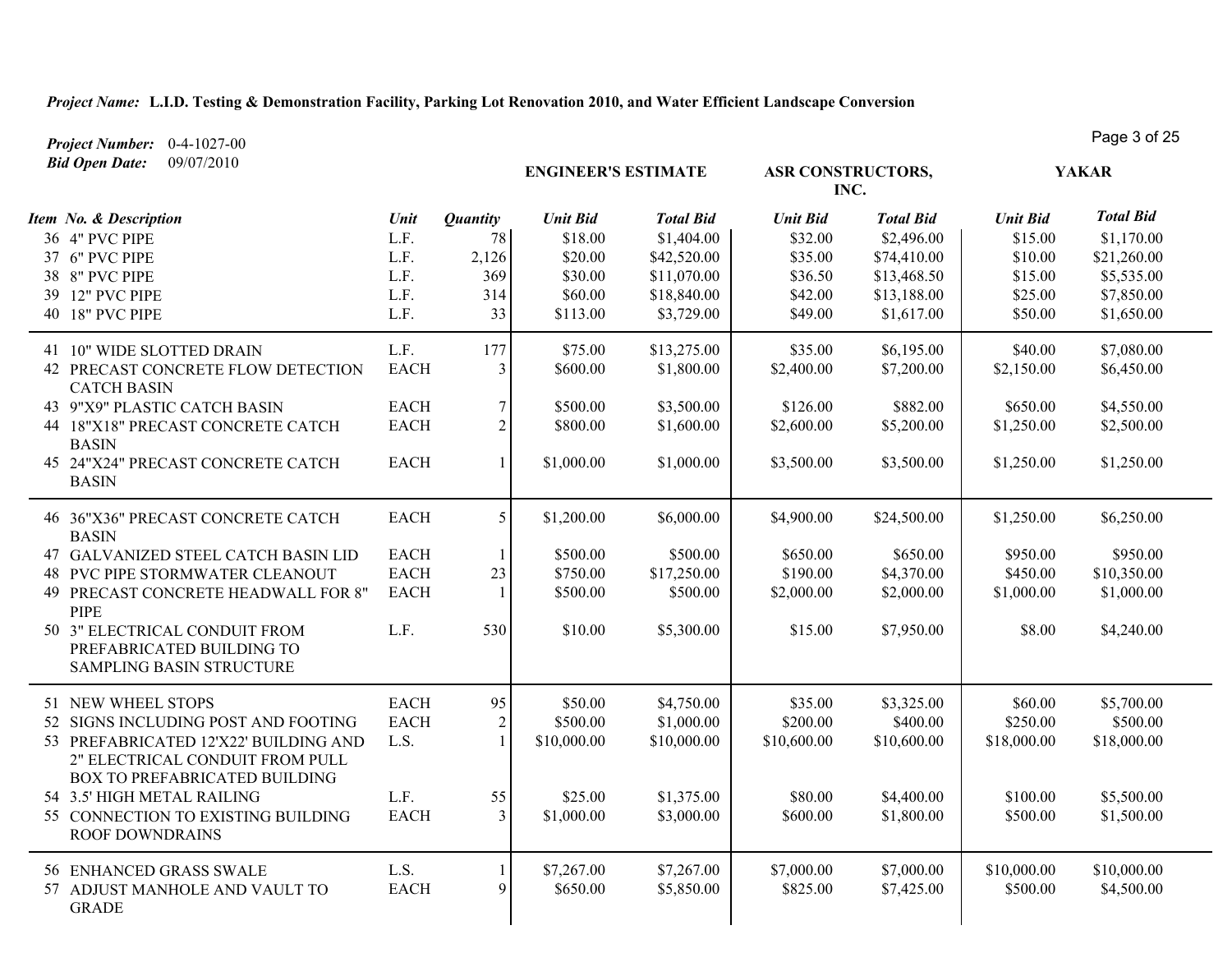**Project Name:** L.I.D. Testing & Demonstration Facility, Parking Lot Renovation 2010, and Water Efficient Landscape Conversion

**Project Number:** 0-4-1027-00

**Bid Open Date:** 09/07/2010

| Item No. & Description | Unit | Quantity | ENGINEER'S ESTIMATE Unit Bid | ENGINEER'S ESTIMATE Total Bid | ASR CONSTRUCTORS, INC. Unit Bid | ASR CONSTRUCTORS, INC. Total Bid | YAKAR Unit Bid | YAKAR Total Bid |
|---|---|---|---|---|---|---|---|---|
| 36 4" PVC PIPE | L.F. | 78 | $18.00 | $1,404.00 | $32.00 | $2,496.00 | $15.00 | $1,170.00 |
| 37 6" PVC PIPE | L.F. | 2,126 | $20.00 | $42,520.00 | $35.00 | $74,410.00 | $10.00 | $21,260.00 |
| 38 8" PVC PIPE | L.F. | 369 | $30.00 | $11,070.00 | $36.50 | $13,468.50 | $15.00 | $5,535.00 |
| 39 12" PVC PIPE | L.F. | 314 | $60.00 | $18,840.00 | $42.00 | $13,188.00 | $25.00 | $7,850.00 |
| 40 18" PVC PIPE | L.F. | 33 | $113.00 | $3,729.00 | $49.00 | $1,617.00 | $50.00 | $1,650.00 |
| 41 10" WIDE SLOTTED DRAIN | L.F. | 177 | $75.00 | $13,275.00 | $35.00 | $6,195.00 | $40.00 | $7,080.00 |
| 42 PRECAST CONCRETE FLOW DETECTION CATCH BASIN | EACH | 3 | $600.00 | $1,800.00 | $2,400.00 | $7,200.00 | $2,150.00 | $6,450.00 |
| 43 9"X9" PLASTIC CATCH BASIN | EACH | 7 | $500.00 | $3,500.00 | $126.00 | $882.00 | $650.00 | $4,550.00 |
| 44 18"X18" PRECAST CONCRETE CATCH BASIN | EACH | 2 | $800.00 | $1,600.00 | $2,600.00 | $5,200.00 | $1,250.00 | $2,500.00 |
| 45 24"X24" PRECAST CONCRETE CATCH BASIN | EACH | 1 | $1,000.00 | $1,000.00 | $3,500.00 | $3,500.00 | $1,250.00 | $1,250.00 |
| 46 36"X36" PRECAST CONCRETE CATCH BASIN | EACH | 5 | $1,200.00 | $6,000.00 | $4,900.00 | $24,500.00 | $1,250.00 | $6,250.00 |
| 47 GALVANIZED STEEL CATCH BASIN LID | EACH | 1 | $500.00 | $500.00 | $650.00 | $650.00 | $950.00 | $950.00 |
| 48 PVC PIPE STORMWATER CLEANOUT | EACH | 23 | $750.00 | $17,250.00 | $190.00 | $4,370.00 | $450.00 | $10,350.00 |
| 49 PRECAST CONCRETE HEADWALL FOR 8" PIPE | EACH | 1 | $500.00 | $500.00 | $2,000.00 | $2,000.00 | $1,000.00 | $1,000.00 |
| 50 3" ELECTRICAL CONDUIT FROM PREFABRICATED BUILDING TO SAMPLING BASIN STRUCTURE | L.F. | 530 | $10.00 | $5,300.00 | $15.00 | $7,950.00 | $8.00 | $4,240.00 |
| 51 NEW WHEEL STOPS | EACH | 95 | $50.00 | $4,750.00 | $35.00 | $3,325.00 | $60.00 | $5,700.00 |
| 52 SIGNS INCLUDING POST AND FOOTING | EACH | 2 | $500.00 | $1,000.00 | $200.00 | $400.00 | $250.00 | $500.00 |
| 53 PREFABRICATED 12'X22' BUILDING AND 2" ELECTRICAL CONDUIT FROM PULL BOX TO PREFABRICATED BUILDING | L.S. | 1 | $10,000.00 | $10,000.00 | $10,600.00 | $10,600.00 | $18,000.00 | $18,000.00 |
| 54 3.5' HIGH METAL RAILING | L.F. | 55 | $25.00 | $1,375.00 | $80.00 | $4,400.00 | $100.00 | $5,500.00 |
| 55 CONNECTION TO EXISTING BUILDING ROOF DOWNDRAINS | EACH | 3 | $1,000.00 | $3,000.00 | $600.00 | $1,800.00 | $500.00 | $1,500.00 |
| 56 ENHANCED GRASS SWALE | L.S. | 1 | $7,267.00 | $7,267.00 | $7,000.00 | $7,000.00 | $10,000.00 | $10,000.00 |
| 57 ADJUST MANHOLE AND VAULT TO GRADE | EACH | 9 | $650.00 | $5,850.00 | $825.00 | $7,425.00 | $500.00 | $4,500.00 |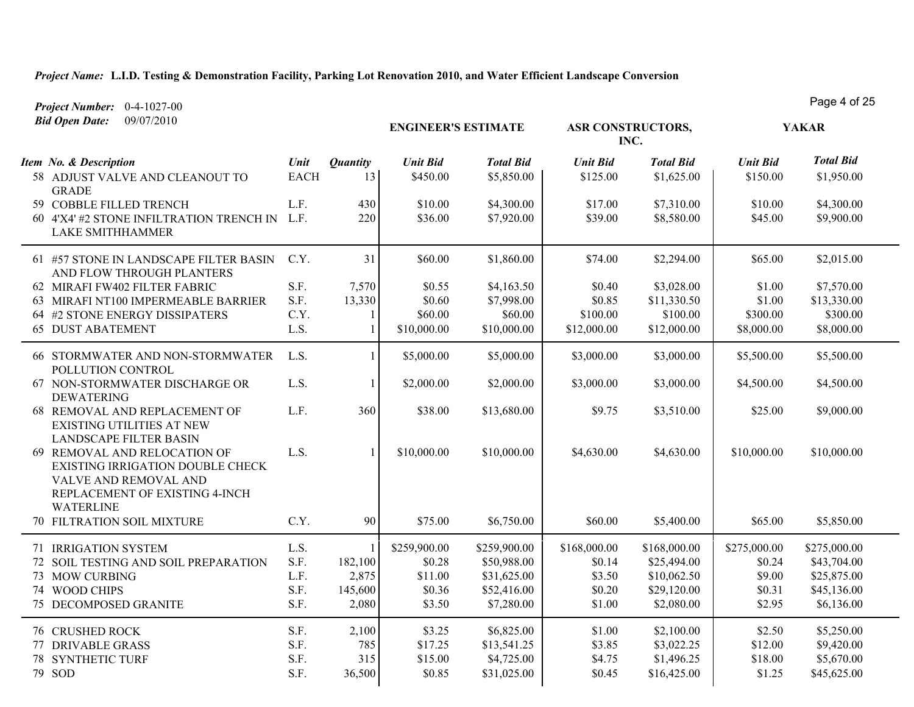**Project Name:** L.I.D. Testing & Demonstration Facility, Parking Lot Renovation 2010, and Water Efficient Landscape Conversion

**Project Number:** 0-4-1027-00
**Bid Open Date:** 09/07/2010

| Item No. & Description | Unit | Quantity | ENGINEER'S ESTIMATE Unit Bid | ENGINEER'S ESTIMATE Total Bid | ASR CONSTRUCTORS, INC. Unit Bid | ASR CONSTRUCTORS, INC. Total Bid | YAKAR Unit Bid | YAKAR Total Bid |
|---|---|---|---|---|---|---|---|---|
| 58 ADJUST VALVE AND CLEANOUT TO GRADE | EACH | 13 | $450.00 | $5,850.00 | $125.00 | $1,625.00 | $150.00 | $1,950.00 |
| 59 COBBLE FILLED TRENCH | L.F. | 430 | $10.00 | $4,300.00 | $17.00 | $7,310.00 | $10.00 | $4,300.00 |
| 60 4'X4' #2 STONE INFILTRATION TRENCH IN LAKE SMITHHAMMER | L.F. | 220 | $36.00 | $7,920.00 | $39.00 | $8,580.00 | $45.00 | $9,900.00 |
| 61 #57 STONE IN LANDSCAPE FILTER BASIN AND FLOW THROUGH PLANTERS | C.Y. | 31 | $60.00 | $1,860.00 | $74.00 | $2,294.00 | $65.00 | $2,015.00 |
| 62 MIRAFI FW402 FILTER FABRIC | S.F. | 7,570 | $0.55 | $4,163.50 | $0.40 | $3,028.00 | $1.00 | $7,570.00 |
| 63 MIRAFI NT100 IMPERMEABLE BARRIER | S.F. | 13,330 | $0.60 | $7,998.00 | $0.85 | $11,330.50 | $1.00 | $13,330.00 |
| 64 #2 STONE ENERGY DISSIPATERS | C.Y. | 1 | $60.00 | $60.00 | $100.00 | $100.00 | $300.00 | $300.00 |
| 65 DUST ABATEMENT | L.S. | 1 | $10,000.00 | $10,000.00 | $12,000.00 | $12,000.00 | $8,000.00 | $8,000.00 |
| 66 STORMWATER AND NON-STORMWATER POLLUTION CONTROL | L.S. | 1 | $5,000.00 | $5,000.00 | $3,000.00 | $3,000.00 | $5,500.00 | $5,500.00 |
| 67 NON-STORMWATER DISCHARGE OR DEWATERING | L.S. | 1 | $2,000.00 | $2,000.00 | $3,000.00 | $3,000.00 | $4,500.00 | $4,500.00 |
| 68 REMOVAL AND REPLACEMENT OF EXISTING UTILITIES AT NEW LANDSCAPE FILTER BASIN | L.F. | 360 | $38.00 | $13,680.00 | $9.75 | $3,510.00 | $25.00 | $9,000.00 |
| 69 REMOVAL AND RELOCATION OF EXISTING IRRIGATION DOUBLE CHECK VALVE AND REMOVAL AND REPLACEMENT OF EXISTING 4-INCH WATERLINE | L.S. | 1 | $10,000.00 | $10,000.00 | $4,630.00 | $4,630.00 | $10,000.00 | $10,000.00 |
| 70 FILTRATION SOIL MIXTURE | C.Y. | 90 | $75.00 | $6,750.00 | $60.00 | $5,400.00 | $65.00 | $5,850.00 |
| 71 IRRIGATION SYSTEM | L.S. | 1 | $259,900.00 | $259,900.00 | $168,000.00 | $168,000.00 | $275,000.00 | $275,000.00 |
| 72 SOIL TESTING AND SOIL PREPARATION | S.F. | 182,100 | $0.28 | $50,988.00 | $0.14 | $25,494.00 | $0.24 | $43,704.00 |
| 73 MOW CURBING | L.F. | 2,875 | $11.00 | $31,625.00 | $3.50 | $10,062.50 | $9.00 | $25,875.00 |
| 74 WOOD CHIPS | S.F. | 145,600 | $0.36 | $52,416.00 | $0.20 | $29,120.00 | $0.31 | $45,136.00 |
| 75 DECOMPOSED GRANITE | S.F. | 2,080 | $3.50 | $7,280.00 | $1.00 | $2,080.00 | $2.95 | $6,136.00 |
| 76 CRUSHED ROCK | S.F. | 2,100 | $3.25 | $6,825.00 | $1.00 | $2,100.00 | $2.50 | $5,250.00 |
| 77 DRIVABLE GRASS | S.F. | 785 | $17.25 | $13,541.25 | $3.85 | $3,022.25 | $12.00 | $9,420.00 |
| 78 SYNTHETIC TURF | S.F. | 315 | $15.00 | $4,725.00 | $4.75 | $1,496.25 | $18.00 | $5,670.00 |
| 79 SOD | S.F. | 36,500 | $0.85 | $31,025.00 | $0.45 | $16,425.00 | $1.25 | $45,625.00 |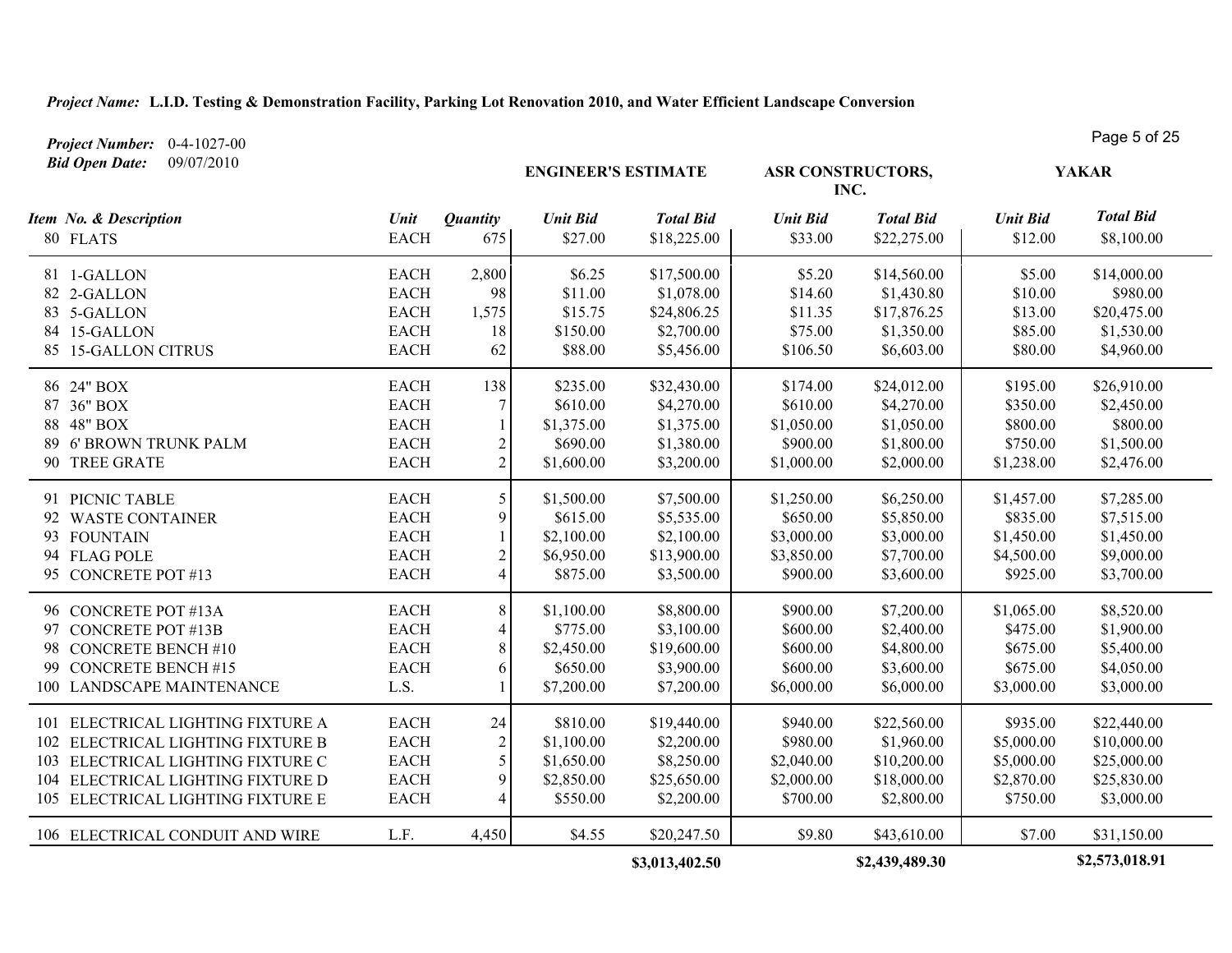***Project Name:*** **L.I.D. Testing & Demonstration Facility, Parking Lot Renovation 2010, and Water Efficient Landscape Conversion**

***Project Number:*** 0-4-1027-00
***Bid Open Date:*** 09/07/2010

| *Item No. & Description* | *Unit* | *Quantity* | ENGINEER'S ESTIMATE *Unit Bid* | ENGINEER'S ESTIMATE *Total Bid* | ASR CONSTRUCTORS, INC. *Unit Bid* | ASR CONSTRUCTORS, INC. *Total Bid* | YAKAR *Unit Bid* | YAKAR *Total Bid* |
|---|---|---|---|---|---|---|---|---|
| 80 FLATS | EACH | 675 | $27.00 | $18,225.00 | $33.00 | $22,275.00 | $12.00 | $8,100.00 |
| 81 1-GALLON | EACH | 2,800 | $6.25 | $17,500.00 | $5.20 | $14,560.00 | $5.00 | $14,000.00 |
| 82 2-GALLON | EACH | 98 | $11.00 | $1,078.00 | $14.60 | $1,430.80 | $10.00 | $980.00 |
| 83 5-GALLON | EACH | 1,575 | $15.75 | $24,806.25 | $11.35 | $17,876.25 | $13.00 | $20,475.00 |
| 84 15-GALLON | EACH | 18 | $150.00 | $2,700.00 | $75.00 | $1,350.00 | $85.00 | $1,530.00 |
| 85 15-GALLON CITRUS | EACH | 62 | $88.00 | $5,456.00 | $106.50 | $6,603.00 | $80.00 | $4,960.00 |
| 86 24" BOX | EACH | 138 | $235.00 | $32,430.00 | $174.00 | $24,012.00 | $195.00 | $26,910.00 |
| 87 36" BOX | EACH | 7 | $610.00 | $4,270.00 | $610.00 | $4,270.00 | $350.00 | $2,450.00 |
| 88 48" BOX | EACH | 1 | $1,375.00 | $1,375.00 | $1,050.00 | $1,050.00 | $800.00 | $800.00 |
| 89 6' BROWN TRUNK PALM | EACH | 2 | $690.00 | $1,380.00 | $900.00 | $1,800.00 | $750.00 | $1,500.00 |
| 90 TREE GRATE | EACH | 2 | $1,600.00 | $3,200.00 | $1,000.00 | $2,000.00 | $1,238.00 | $2,476.00 |
| 91 PICNIC TABLE | EACH | 5 | $1,500.00 | $7,500.00 | $1,250.00 | $6,250.00 | $1,457.00 | $7,285.00 |
| 92 WASTE CONTAINER | EACH | 9 | $615.00 | $5,535.00 | $650.00 | $5,850.00 | $835.00 | $7,515.00 |
| 93 FOUNTAIN | EACH | 1 | $2,100.00 | $2,100.00 | $3,000.00 | $3,000.00 | $1,450.00 | $1,450.00 |
| 94 FLAG POLE | EACH | 2 | $6,950.00 | $13,900.00 | $3,850.00 | $7,700.00 | $4,500.00 | $9,000.00 |
| 95 CONCRETE POT #13 | EACH | 4 | $875.00 | $3,500.00 | $900.00 | $3,600.00 | $925.00 | $3,700.00 |
| 96 CONCRETE POT #13A | EACH | 8 | $1,100.00 | $8,800.00 | $900.00 | $7,200.00 | $1,065.00 | $8,520.00 |
| 97 CONCRETE POT #13B | EACH | 4 | $775.00 | $3,100.00 | $600.00 | $2,400.00 | $475.00 | $1,900.00 |
| 98 CONCRETE BENCH #10 | EACH | 8 | $2,450.00 | $19,600.00 | $600.00 | $4,800.00 | $675.00 | $5,400.00 |
| 99 CONCRETE BENCH #15 | EACH | 6 | $650.00 | $3,900.00 | $600.00 | $3,600.00 | $675.00 | $4,050.00 |
| 100 LANDSCAPE MAINTENANCE | L.S. | 1 | $7,200.00 | $7,200.00 | $6,000.00 | $6,000.00 | $3,000.00 | $3,000.00 |
| 101 ELECTRICAL LIGHTING FIXTURE A | EACH | 24 | $810.00 | $19,440.00 | $940.00 | $22,560.00 | $935.00 | $22,440.00 |
| 102 ELECTRICAL LIGHTING FIXTURE B | EACH | 2 | $1,100.00 | $2,200.00 | $980.00 | $1,960.00 | $5,000.00 | $10,000.00 |
| 103 ELECTRICAL LIGHTING FIXTURE C | EACH | 5 | $1,650.00 | $8,250.00 | $2,040.00 | $10,200.00 | $5,000.00 | $25,000.00 |
| 104 ELECTRICAL LIGHTING FIXTURE D | EACH | 9 | $2,850.00 | $25,650.00 | $2,000.00 | $18,000.00 | $2,870.00 | $25,830.00 |
| 105 ELECTRICAL LIGHTING FIXTURE E | EACH | 4 | $550.00 | $2,200.00 | $700.00 | $2,800.00 | $750.00 | $3,000.00 |
| 106 ELECTRICAL CONDUIT AND WIRE | L.F. | 4,450 | $4.55 | $20,247.50 | $9.80 | $43,610.00 | $7.00 | $31,150.00 |
| | | | | **$3,013,402.50** | | **$2,439,489.30** | | **$2,573,018.91** |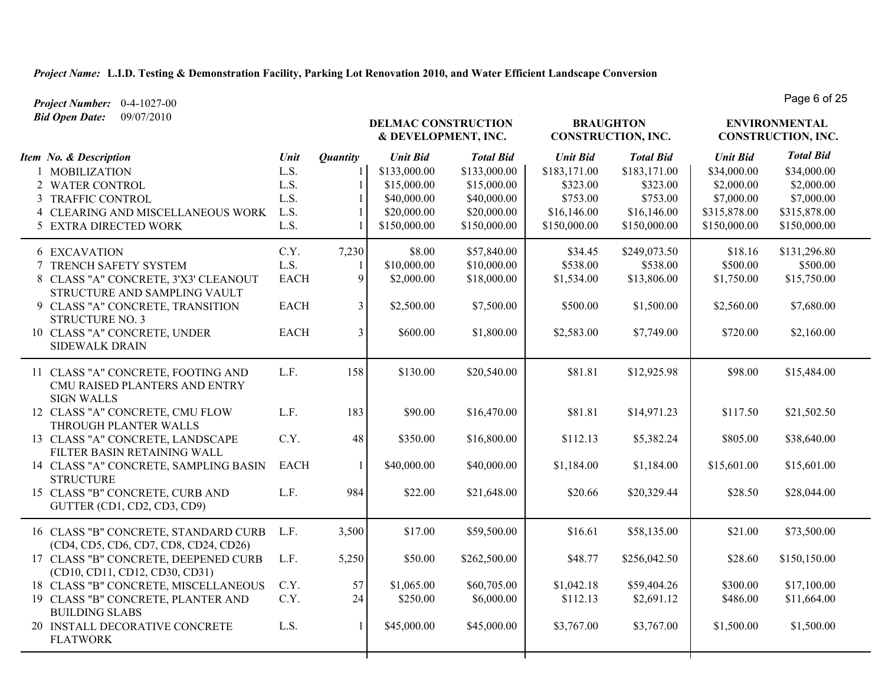***Project Name:*** **L.I.D. Testing & Demonstration Facility, Parking Lot Renovation 2010, and Water Efficient Landscape Conversion**

***Project Number:*** 0-4-1027-00
***Bid Open Date:*** 09/07/2010

| Item No. & Description | Unit | Quantity | DELMAC CONSTRUCTION & DEVELOPMENT, INC. | | BRAUGHTON CONSTRUCTION, INC. | | ENVIRONMENTAL CONSTRUCTION, INC. | |
|---|---|---|---|---|---|---|---|---|
| | | | Unit Bid | Total Bid | Unit Bid | Total Bid | Unit Bid | Total Bid |
| 1 MOBILIZATION | L.S. | 1 | $133,000.00 | $133,000.00 | $183,171.00 | $183,171.00 | $34,000.00 | $34,000.00 |
| 2 WATER CONTROL | L.S. | 1 | $15,000.00 | $15,000.00 | $323.00 | $323.00 | $2,000.00 | $2,000.00 |
| 3 TRAFFIC CONTROL | L.S. | 1 | $40,000.00 | $40,000.00 | $753.00 | $753.00 | $7,000.00 | $7,000.00 |
| 4 CLEARING AND MISCELLANEOUS WORK | L.S. | 1 | $20,000.00 | $20,000.00 | $16,146.00 | $16,146.00 | $315,878.00 | $315,878.00 |
| 5 EXTRA DIRECTED WORK | L.S. | 1 | $150,000.00 | $150,000.00 | $150,000.00 | $150,000.00 | $150,000.00 | $150,000.00 |
| 6 EXCAVATION | C.Y. | 7,230 | $8.00 | $57,840.00 | $34.45 | $249,073.50 | $18.16 | $131,296.80 |
| 7 TRENCH SAFETY SYSTEM | L.S. | 1 | $10,000.00 | $10,000.00 | $538.00 | $538.00 | $500.00 | $500.00 |
| 8 CLASS "A" CONCRETE, 3'X3' CLEANOUT STRUCTURE AND SAMPLING VAULT | EACH | 9 | $2,000.00 | $18,000.00 | $1,534.00 | $13,806.00 | $1,750.00 | $15,750.00 |
| 9 CLASS "A" CONCRETE, TRANSITION STRUCTURE NO. 3 | EACH | 3 | $2,500.00 | $7,500.00 | $500.00 | $1,500.00 | $2,560.00 | $7,680.00 |
| 10 CLASS "A" CONCRETE, UNDER SIDEWALK DRAIN | EACH | 3 | $600.00 | $1,800.00 | $2,583.00 | $7,749.00 | $720.00 | $2,160.00 |
| 11 CLASS "A" CONCRETE, FOOTING AND CMU RAISED PLANTERS AND ENTRY SIGN WALLS | L.F. | 158 | $130.00 | $20,540.00 | $81.81 | $12,925.98 | $98.00 | $15,484.00 |
| 12 CLASS "A" CONCRETE, CMU FLOW THROUGH PLANTER WALLS | L.F. | 183 | $90.00 | $16,470.00 | $81.81 | $14,971.23 | $117.50 | $21,502.50 |
| 13 CLASS "A" CONCRETE, LANDSCAPE FILTER BASIN RETAINING WALL | C.Y. | 48 | $350.00 | $16,800.00 | $112.13 | $5,382.24 | $805.00 | $38,640.00 |
| 14 CLASS "A" CONCRETE, SAMPLING BASIN STRUCTURE | EACH | 1 | $40,000.00 | $40,000.00 | $1,184.00 | $1,184.00 | $15,601.00 | $15,601.00 |
| 15 CLASS "B" CONCRETE, CURB AND GUTTER (CD1, CD2, CD3, CD9) | L.F. | 984 | $22.00 | $21,648.00 | $20.66 | $20,329.44 | $28.50 | $28,044.00 |
| 16 CLASS "B" CONCRETE, STANDARD CURB (CD4, CD5, CD6, CD7, CD8, CD24, CD26) | L.F. | 3,500 | $17.00 | $59,500.00 | $16.61 | $58,135.00 | $21.00 | $73,500.00 |
| 17 CLASS "B" CONCRETE, DEEPENED CURB (CD10, CD11, CD12, CD30, CD31) | L.F. | 5,250 | $50.00 | $262,500.00 | $48.77 | $256,042.50 | $28.60 | $150,150.00 |
| 18 CLASS "B" CONCRETE, MISCELLANEOUS | C.Y. | 57 | $1,065.00 | $60,705.00 | $1,042.18 | $59,404.26 | $300.00 | $17,100.00 |
| 19 CLASS "B" CONCRETE, PLANTER AND BUILDING SLABS | C.Y. | 24 | $250.00 | $6,000.00 | $112.13 | $2,691.12 | $486.00 | $11,664.00 |
| 20 INSTALL DECORATIVE CONCRETE FLATWORK | L.S. | 1 | $45,000.00 | $45,000.00 | $3,767.00 | $3,767.00 | $1,500.00 | $1,500.00 |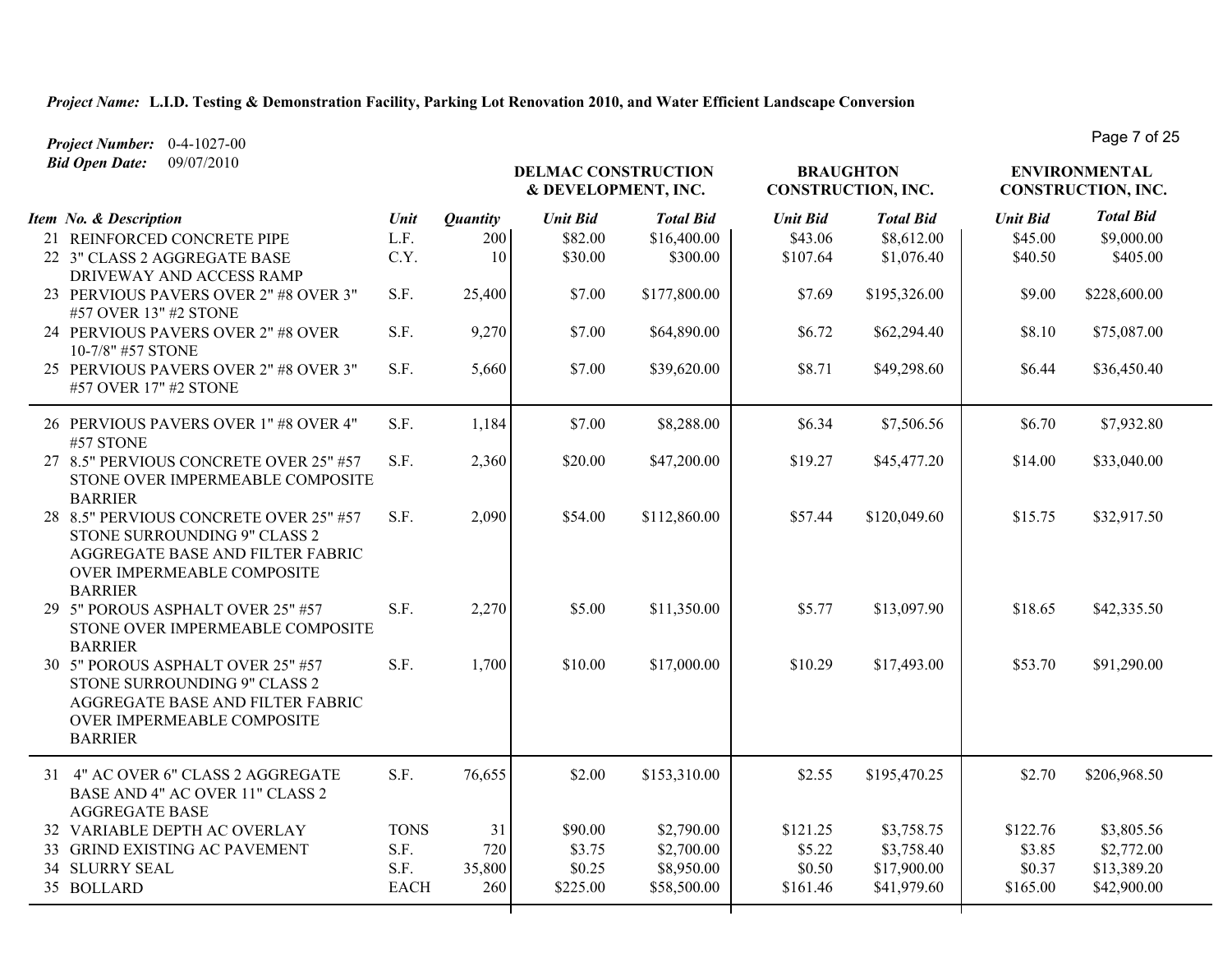***Project Name:*** **L.I.D. Testing & Demonstration Facility, Parking Lot Renovation 2010, and Water Efficient Landscape Conversion**

***Project Number:*** 0-4-1027-00
***Bid Open Date:*** 09/07/2010

| Item No. & Description | Unit | Quantity | DELMAC CONSTRUCTION & DEVELOPMENT, INC. | | BRAUGHTON CONSTRUCTION, INC. | | ENVIRONMENTAL CONSTRUCTION, INC. | |
|---|---|---|---|---|---|---|---|---|
| | | | Unit Bid | Total Bid | Unit Bid | Total Bid | Unit Bid | Total Bid |
| 21 REINFORCED CONCRETE PIPE | L.F. | 200 | $82.00 | $16,400.00 | $43.06 | $8,612.00 | $45.00 | $9,000.00 |
| 22 3" CLASS 2 AGGREGATE BASE DRIVEWAY AND ACCESS RAMP | C.Y. | 10 | $30.00 | $300.00 | $107.64 | $1,076.40 | $40.50 | $405.00 |
| 23 PERVIOUS PAVERS OVER 2" #8 OVER 3" #57 OVER 13" #2 STONE | S.F. | 25,400 | $7.00 | $177,800.00 | $7.69 | $195,326.00 | $9.00 | $228,600.00 |
| 24 PERVIOUS PAVERS OVER 2" #8 OVER 10-7/8" #57 STONE | S.F. | 9,270 | $7.00 | $64,890.00 | $6.72 | $62,294.40 | $8.10 | $75,087.00 |
| 25 PERVIOUS PAVERS OVER 2" #8 OVER 3" #57 OVER 17" #2 STONE | S.F. | 5,660 | $7.00 | $39,620.00 | $8.71 | $49,298.60 | $6.44 | $36,450.40 |
| 26 PERVIOUS PAVERS OVER 1" #8 OVER 4" #57 STONE | S.F. | 1,184 | $7.00 | $8,288.00 | $6.34 | $7,506.56 | $6.70 | $7,932.80 |
| 27 8.5" PERVIOUS CONCRETE OVER 25" #57 STONE OVER IMPERMEABLE COMPOSITE BARRIER | S.F. | 2,360 | $20.00 | $47,200.00 | $19.27 | $45,477.20 | $14.00 | $33,040.00 |
| 28 8.5" PERVIOUS CONCRETE OVER 25" #57 STONE SURROUNDING 9" CLASS 2 AGGREGATE BASE AND FILTER FABRIC OVER IMPERMEABLE COMPOSITE BARRIER | S.F. | 2,090 | $54.00 | $112,860.00 | $57.44 | $120,049.60 | $15.75 | $32,917.50 |
| 29 5" POROUS ASPHALT OVER 25" #57 STONE OVER IMPERMEABLE COMPOSITE BARRIER | S.F. | 2,270 | $5.00 | $11,350.00 | $5.77 | $13,097.90 | $18.65 | $42,335.50 |
| 30 5" POROUS ASPHALT OVER 25" #57 STONE SURROUNDING 9" CLASS 2 AGGREGATE BASE AND FILTER FABRIC OVER IMPERMEABLE COMPOSITE BARRIER | S.F. | 1,700 | $10.00 | $17,000.00 | $10.29 | $17,493.00 | $53.70 | $91,290.00 |
| 31 4" AC OVER 6" CLASS 2 AGGREGATE BASE AND 4" AC OVER 11" CLASS 2 AGGREGATE BASE | S.F. | 76,655 | $2.00 | $153,310.00 | $2.55 | $195,470.25 | $2.70 | $206,968.50 |
| 32 VARIABLE DEPTH AC OVERLAY | TONS | 31 | $90.00 | $2,790.00 | $121.25 | $3,758.75 | $122.76 | $3,805.56 |
| 33 GRIND EXISTING AC PAVEMENT | S.F. | 720 | $3.75 | $2,700.00 | $5.22 | $3,758.40 | $3.85 | $2,772.00 |
| 34 SLURRY SEAL | S.F. | 35,800 | $0.25 | $8,950.00 | $0.50 | $17,900.00 | $0.37 | $13,389.20 |
| 35 BOLLARD | EACH | 260 | $225.00 | $58,500.00 | $161.46 | $41,979.60 | $165.00 | $42,900.00 |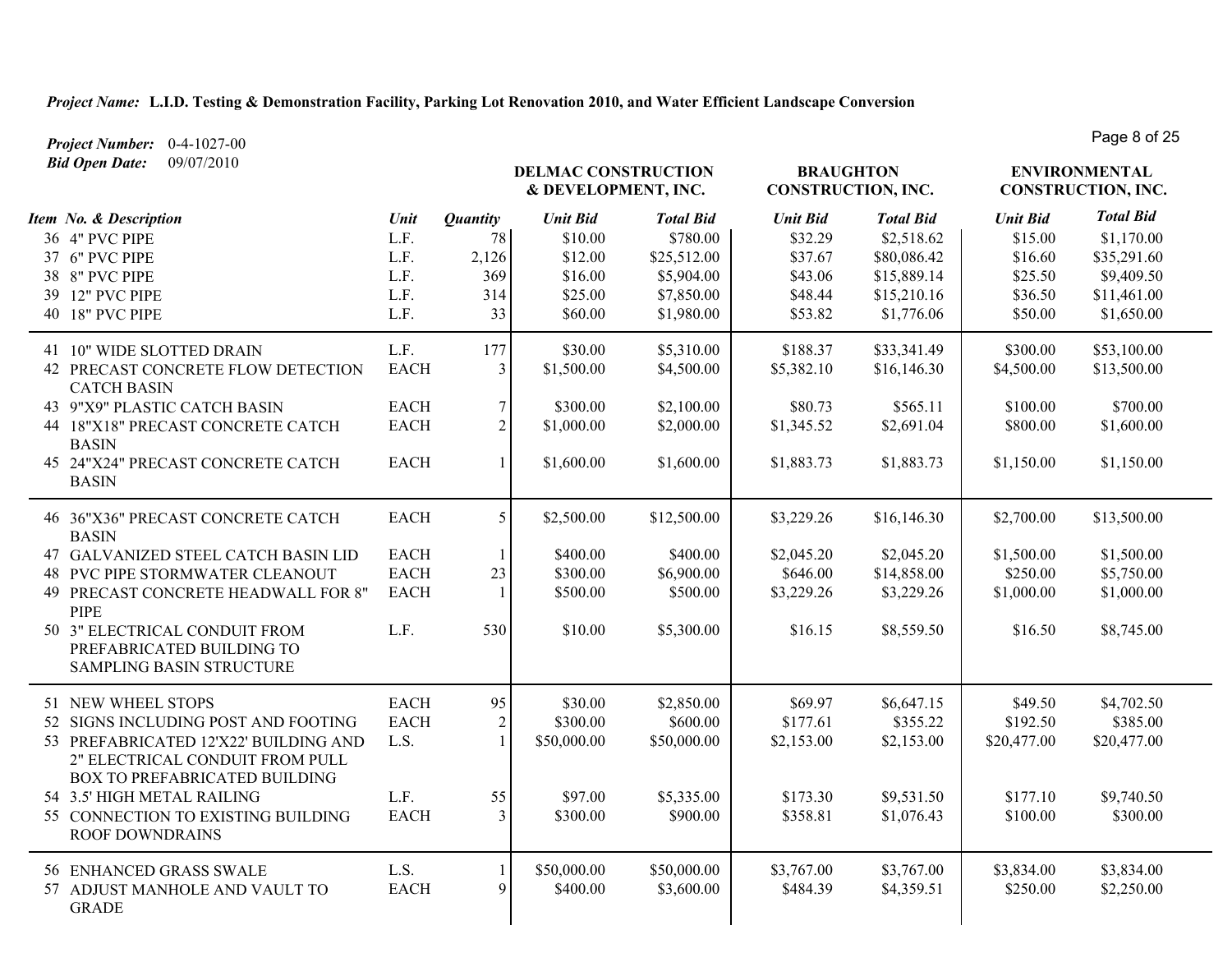***Project Name:*** **L.I.D. Testing & Demonstration Facility, Parking Lot Renovation 2010, and Water Efficient Landscape Conversion**

***Project Number:*** 0-4-1027-00
***Bid Open Date:*** 09/07/2010

| Item No. & Description | Unit | Quantity | DELMAC CONSTRUCTION & DEVELOPMENT, INC. | | BRAUGHTON CONSTRUCTION, INC. | | ENVIRONMENTAL CONSTRUCTION, INC. | |
|---|---|---|---|---|---|---|---|---|
| | | | *Unit Bid* | *Total Bid* | *Unit Bid* | *Total Bid* | *Unit Bid* | *Total Bid* |
| 36 4" PVC PIPE | L.F. | 78 | $10.00 | $780.00 | $32.29 | $2,518.62 | $15.00 | $1,170.00 |
| 37 6" PVC PIPE | L.F. | 2,126 | $12.00 | $25,512.00 | $37.67 | $80,086.42 | $16.60 | $35,291.60 |
| 38 8" PVC PIPE | L.F. | 369 | $16.00 | $5,904.00 | $43.06 | $15,889.14 | $25.50 | $9,409.50 |
| 39 12" PVC PIPE | L.F. | 314 | $25.00 | $7,850.00 | $48.44 | $15,210.16 | $36.50 | $11,461.00 |
| 40 18" PVC PIPE | L.F. | 33 | $60.00 | $1,980.00 | $53.82 | $1,776.06 | $50.00 | $1,650.00 |
| 41 10" WIDE SLOTTED DRAIN | L.F. | 177 | $30.00 | $5,310.00 | $188.37 | $33,341.49 | $300.00 | $53,100.00 |
| 42 PRECAST CONCRETE FLOW DETECTION CATCH BASIN | EACH | 3 | $1,500.00 | $4,500.00 | $5,382.10 | $16,146.30 | $4,500.00 | $13,500.00 |
| 43 9"X9" PLASTIC CATCH BASIN | EACH | 7 | $300.00 | $2,100.00 | $80.73 | $565.11 | $100.00 | $700.00 |
| 44 18"X18" PRECAST CONCRETE CATCH BASIN | EACH | 2 | $1,000.00 | $2,000.00 | $1,345.52 | $2,691.04 | $800.00 | $1,600.00 |
| 45 24"X24" PRECAST CONCRETE CATCH BASIN | EACH | 1 | $1,600.00 | $1,600.00 | $1,883.73 | $1,883.73 | $1,150.00 | $1,150.00 |
| 46 36"X36" PRECAST CONCRETE CATCH BASIN | EACH | 5 | $2,500.00 | $12,500.00 | $3,229.26 | $16,146.30 | $2,700.00 | $13,500.00 |
| 47 GALVANIZED STEEL CATCH BASIN LID | EACH | 1 | $400.00 | $400.00 | $2,045.20 | $2,045.20 | $1,500.00 | $1,500.00 |
| 48 PVC PIPE STORMWATER CLEANOUT | EACH | 23 | $300.00 | $6,900.00 | $646.00 | $14,858.00 | $250.00 | $5,750.00 |
| 49 PRECAST CONCRETE HEADWALL FOR 8" PIPE | EACH | 1 | $500.00 | $500.00 | $3,229.26 | $3,229.26 | $1,000.00 | $1,000.00 |
| 50 3" ELECTRICAL CONDUIT FROM PREFABRICATED BUILDING TO SAMPLING BASIN STRUCTURE | L.F. | 530 | $10.00 | $5,300.00 | $16.15 | $8,559.50 | $16.50 | $8,745.00 |
| 51 NEW WHEEL STOPS | EACH | 95 | $30.00 | $2,850.00 | $69.97 | $6,647.15 | $49.50 | $4,702.50 |
| 52 SIGNS INCLUDING POST AND FOOTING | EACH | 2 | $300.00 | $600.00 | $177.61 | $355.22 | $192.50 | $385.00 |
| 53 PREFABRICATED 12'X22' BUILDING AND 2" ELECTRICAL CONDUIT FROM PULL BOX TO PREFABRICATED BUILDING | L.S. | 1 | $50,000.00 | $50,000.00 | $2,153.00 | $2,153.00 | $20,477.00 | $20,477.00 |
| 54 3.5' HIGH METAL RAILING | L.F. | 55 | $97.00 | $5,335.00 | $173.30 | $9,531.50 | $177.10 | $9,740.50 |
| 55 CONNECTION TO EXISTING BUILDING ROOF DOWNDRAINS | EACH | 3 | $300.00 | $900.00 | $358.81 | $1,076.43 | $100.00 | $300.00 |
| 56 ENHANCED GRASS SWALE | L.S. | 1 | $50,000.00 | $50,000.00 | $3,767.00 | $3,767.00 | $3,834.00 | $3,834.00 |
| 57 ADJUST MANHOLE AND VAULT TO GRADE | EACH | 9 | $400.00 | $3,600.00 | $484.39 | $4,359.51 | $250.00 | $2,250.00 |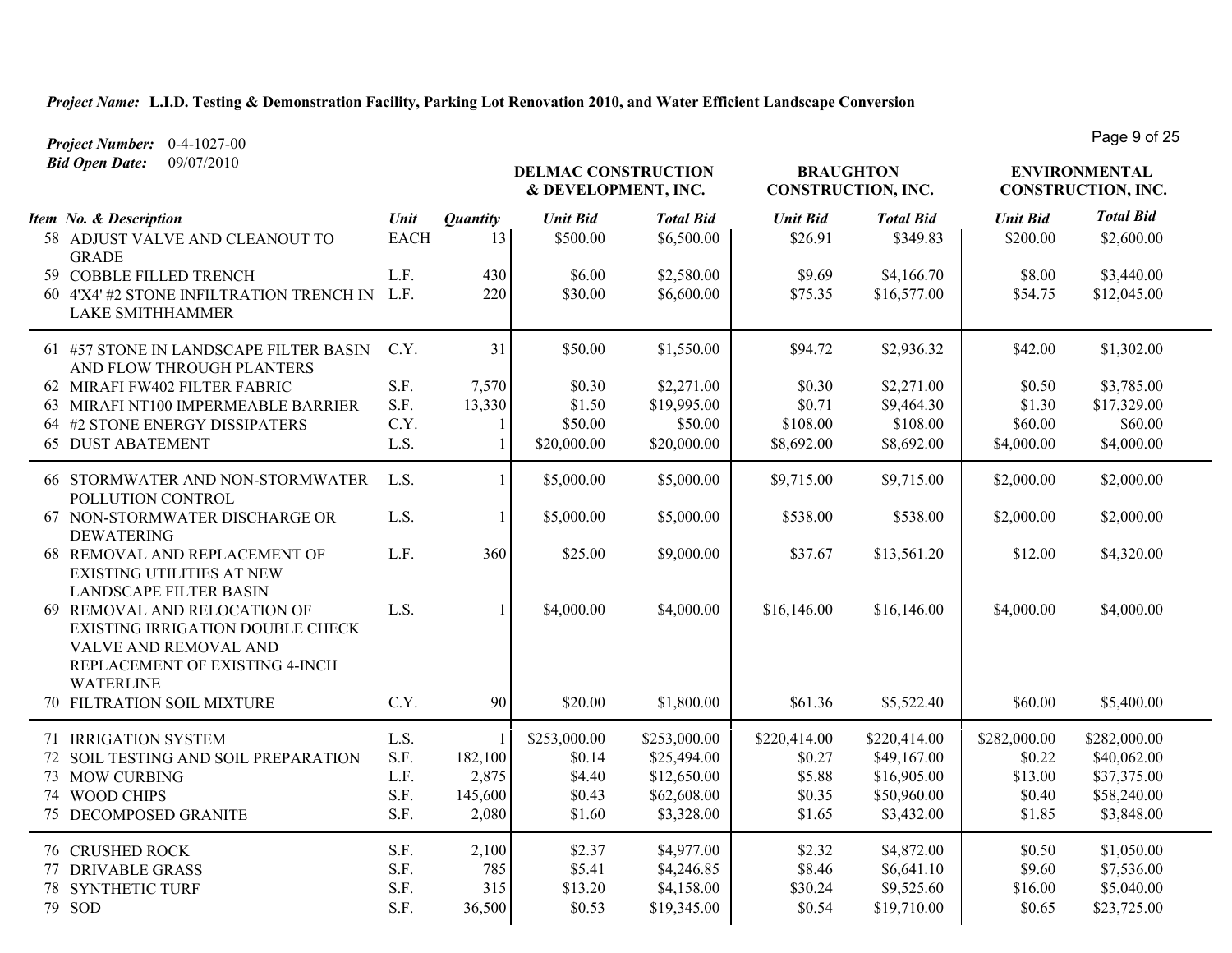***Project Name:*** **L.I.D. Testing & Demonstration Facility, Parking Lot Renovation 2010, and Water Efficient Landscape Conversion**

***Project Number:*** 0-4-1027-00
***Bid Open Date:*** 09/07/2010

| Item No. & Description | Unit | Quantity | DELMAC CONSTRUCTION & DEVELOPMENT, INC. | | BRAUGHTON CONSTRUCTION, INC. | | ENVIRONMENTAL CONSTRUCTION, INC. | |
|---|---|---|---|---|---|---|---|---|
| | | | *Unit Bid* | *Total Bid* | *Unit Bid* | *Total Bid* | *Unit Bid* | *Total Bid* |
| 58 ADJUST VALVE AND CLEANOUT TO GRADE | EACH | 13 | $500.00 | $6,500.00 | $26.91 | $349.83 | $200.00 | $2,600.00 |
| 59 COBBLE FILLED TRENCH | L.F. | 430 | $6.00 | $2,580.00 | $9.69 | $4,166.70 | $8.00 | $3,440.00 |
| 60 4'X4' #2 STONE INFILTRATION TRENCH IN LAKE SMITHHAMMER | L.F. | 220 | $30.00 | $6,600.00 | $75.35 | $16,577.00 | $54.75 | $12,045.00 |
| 61 #57 STONE IN LANDSCAPE FILTER BASIN AND FLOW THROUGH PLANTERS | C.Y. | 31 | $50.00 | $1,550.00 | $94.72 | $2,936.32 | $42.00 | $1,302.00 |
| 62 MIRAFI FW402 FILTER FABRIC | S.F. | 7,570 | $0.30 | $2,271.00 | $0.30 | $2,271.00 | $0.50 | $3,785.00 |
| 63 MIRAFI NT100 IMPERMEABLE BARRIER | S.F. | 13,330 | $1.50 | $19,995.00 | $0.71 | $9,464.30 | $1.30 | $17,329.00 |
| 64 #2 STONE ENERGY DISSIPATERS | C.Y. | 1 | $50.00 | $50.00 | $108.00 | $108.00 | $60.00 | $60.00 |
| 65 DUST ABATEMENT | L.S. | 1 | $20,000.00 | $20,000.00 | $8,692.00 | $8,692.00 | $4,000.00 | $4,000.00 |
| 66 STORMWATER AND NON-STORMWATER POLLUTION CONTROL | L.S. | 1 | $5,000.00 | $5,000.00 | $9,715.00 | $9,715.00 | $2,000.00 | $2,000.00 |
| 67 NON-STORMWATER DISCHARGE OR DEWATERING | L.S. | 1 | $5,000.00 | $5,000.00 | $538.00 | $538.00 | $2,000.00 | $2,000.00 |
| 68 REMOVAL AND REPLACEMENT OF EXISTING UTILITIES AT NEW LANDSCAPE FILTER BASIN | L.F. | 360 | $25.00 | $9,000.00 | $37.67 | $13,561.20 | $12.00 | $4,320.00 |
| 69 REMOVAL AND RELOCATION OF EXISTING IRRIGATION DOUBLE CHECK VALVE AND REMOVAL AND REPLACEMENT OF EXISTING 4-INCH WATERLINE | L.S. | 1 | $4,000.00 | $4,000.00 | $16,146.00 | $16,146.00 | $4,000.00 | $4,000.00 |
| 70 FILTRATION SOIL MIXTURE | C.Y. | 90 | $20.00 | $1,800.00 | $61.36 | $5,522.40 | $60.00 | $5,400.00 |
| 71 IRRIGATION SYSTEM | L.S. | 1 | $253,000.00 | $253,000.00 | $220,414.00 | $220,414.00 | $282,000.00 | $282,000.00 |
| 72 SOIL TESTING AND SOIL PREPARATION | S.F. | 182,100 | $0.14 | $25,494.00 | $0.27 | $49,167.00 | $0.22 | $40,062.00 |
| 73 MOW CURBING | L.F. | 2,875 | $4.40 | $12,650.00 | $5.88 | $16,905.00 | $13.00 | $37,375.00 |
| 74 WOOD CHIPS | S.F. | 145,600 | $0.43 | $62,608.00 | $0.35 | $50,960.00 | $0.40 | $58,240.00 |
| 75 DECOMPOSED GRANITE | S.F. | 2,080 | $1.60 | $3,328.00 | $1.65 | $3,432.00 | $1.85 | $3,848.00 |
| 76 CRUSHED ROCK | S.F. | 2,100 | $2.37 | $4,977.00 | $2.32 | $4,872.00 | $0.50 | $1,050.00 |
| 77 DRIVABLE GRASS | S.F. | 785 | $5.41 | $4,246.85 | $8.46 | $6,641.10 | $9.60 | $7,536.00 |
| 78 SYNTHETIC TURF | S.F. | 315 | $13.20 | $4,158.00 | $30.24 | $9,525.60 | $16.00 | $5,040.00 |
| 79 SOD | S.F. | 36,500 | $0.53 | $19,345.00 | $0.54 | $19,710.00 | $0.65 | $23,725.00 |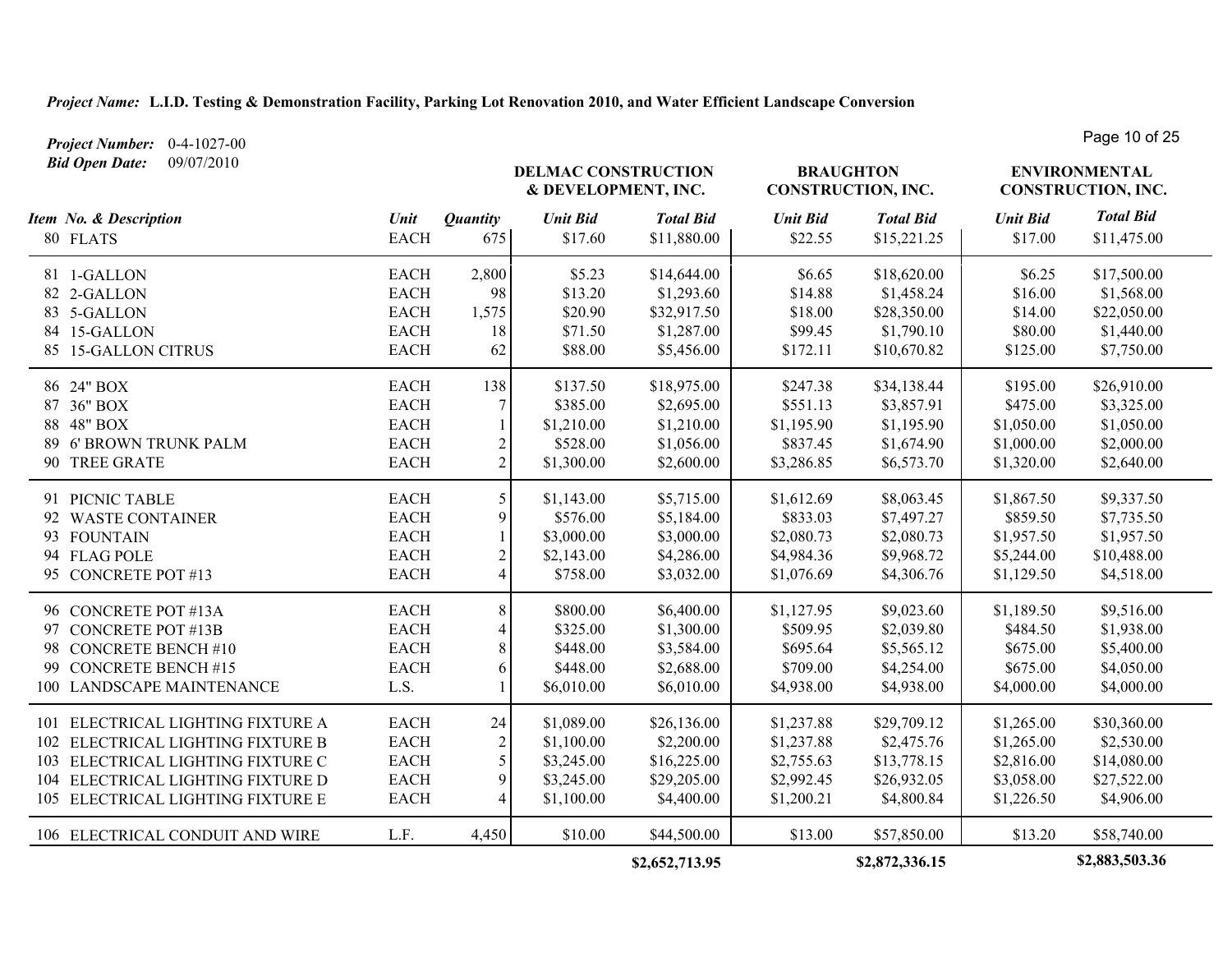***Project Name:*** **L.I.D. Testing & Demonstration Facility, Parking Lot Renovation 2010, and Water Efficient Landscape Conversion**

***Project Number:*** 0-4-1027-00
***Bid Open Date:*** 09/07/2010

| *Item No. & Description* | *Unit* | *Quantity* | DELMAC CONSTRUCTION & DEVELOPMENT, INC. | | BRAUGHTON CONSTRUCTION, INC. | | ENVIRONMENTAL CONSTRUCTION, INC. | |
|---|---|---|---|---|---|---|---|---|
| | | | *Unit Bid* | *Total Bid* | *Unit Bid* | *Total Bid* | *Unit Bid* | *Total Bid* |
| 80 FLATS | EACH | 675 | $17.60 | $11,880.00 | $22.55 | $15,221.25 | $17.00 | $11,475.00 |
| 81 1-GALLON | EACH | 2,800 | $5.23 | $14,644.00 | $6.65 | $18,620.00 | $6.25 | $17,500.00 |
| 82 2-GALLON | EACH | 98 | $13.20 | $1,293.60 | $14.88 | $1,458.24 | $16.00 | $1,568.00 |
| 83 5-GALLON | EACH | 1,575 | $20.90 | $32,917.50 | $18.00 | $28,350.00 | $14.00 | $22,050.00 |
| 84 15-GALLON | EACH | 18 | $71.50 | $1,287.00 | $99.45 | $1,790.10 | $80.00 | $1,440.00 |
| 85 15-GALLON CITRUS | EACH | 62 | $88.00 | $5,456.00 | $172.11 | $10,670.82 | $125.00 | $7,750.00 |
| 86 24" BOX | EACH | 138 | $137.50 | $18,975.00 | $247.38 | $34,138.44 | $195.00 | $26,910.00 |
| 87 36" BOX | EACH | 7 | $385.00 | $2,695.00 | $551.13 | $3,857.91 | $475.00 | $3,325.00 |
| 88 48" BOX | EACH | 1 | $1,210.00 | $1,210.00 | $1,195.90 | $1,195.90 | $1,050.00 | $1,050.00 |
| 89 6' BROWN TRUNK PALM | EACH | 2 | $528.00 | $1,056.00 | $837.45 | $1,674.90 | $1,000.00 | $2,000.00 |
| 90 TREE GRATE | EACH | 2 | $1,300.00 | $2,600.00 | $3,286.85 | $6,573.70 | $1,320.00 | $2,640.00 |
| 91 PICNIC TABLE | EACH | 5 | $1,143.00 | $5,715.00 | $1,612.69 | $8,063.45 | $1,867.50 | $9,337.50 |
| 92 WASTE CONTAINER | EACH | 9 | $576.00 | $5,184.00 | $833.03 | $7,497.27 | $859.50 | $7,735.50 |
| 93 FOUNTAIN | EACH | 1 | $3,000.00 | $3,000.00 | $2,080.73 | $2,080.73 | $1,957.50 | $1,957.50 |
| 94 FLAG POLE | EACH | 2 | $2,143.00 | $4,286.00 | $4,984.36 | $9,968.72 | $5,244.00 | $10,488.00 |
| 95 CONCRETE POT #13 | EACH | 4 | $758.00 | $3,032.00 | $1,076.69 | $4,306.76 | $1,129.50 | $4,518.00 |
| 96 CONCRETE POT #13A | EACH | 8 | $800.00 | $6,400.00 | $1,127.95 | $9,023.60 | $1,189.50 | $9,516.00 |
| 97 CONCRETE POT #13B | EACH | 4 | $325.00 | $1,300.00 | $509.95 | $2,039.80 | $484.50 | $1,938.00 |
| 98 CONCRETE BENCH #10 | EACH | 8 | $448.00 | $3,584.00 | $695.64 | $5,565.12 | $675.00 | $5,400.00 |
| 99 CONCRETE BENCH #15 | EACH | 6 | $448.00 | $2,688.00 | $709.00 | $4,254.00 | $675.00 | $4,050.00 |
| 100 LANDSCAPE MAINTENANCE | L.S. | 1 | $6,010.00 | $6,010.00 | $4,938.00 | $4,938.00 | $4,000.00 | $4,000.00 |
| 101 ELECTRICAL LIGHTING FIXTURE A | EACH | 24 | $1,089.00 | $26,136.00 | $1,237.88 | $29,709.12 | $1,265.00 | $30,360.00 |
| 102 ELECTRICAL LIGHTING FIXTURE B | EACH | 2 | $1,100.00 | $2,200.00 | $1,237.88 | $2,475.76 | $1,265.00 | $2,530.00 |
| 103 ELECTRICAL LIGHTING FIXTURE C | EACH | 5 | $3,245.00 | $16,225.00 | $2,755.63 | $13,778.15 | $2,816.00 | $14,080.00 |
| 104 ELECTRICAL LIGHTING FIXTURE D | EACH | 9 | $3,245.00 | $29,205.00 | $2,992.45 | $26,932.05 | $3,058.00 | $27,522.00 |
| 105 ELECTRICAL LIGHTING FIXTURE E | EACH | 4 | $1,100.00 | $4,400.00 | $1,200.21 | $4,800.84 | $1,226.50 | $4,906.00 |
| 106 ELECTRICAL CONDUIT AND WIRE | L.F. | 4,450 | $10.00 | $44,500.00 | $13.00 | $57,850.00 | $13.20 | $58,740.00 |
| | | | | **$2,652,713.95** | | **$2,872,336.15** | | **$2,883,503.36** |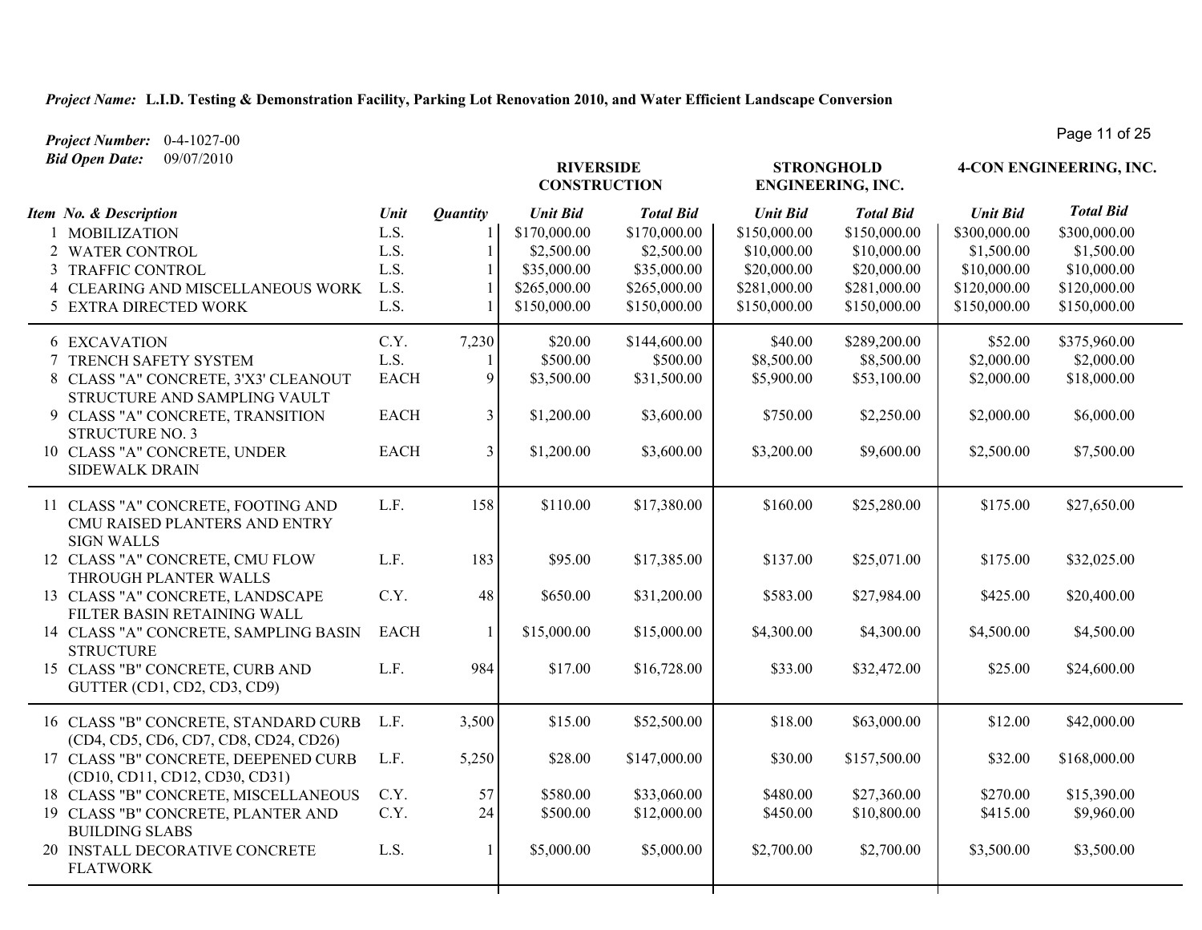***Project Name:*** **L.I.D. Testing & Demonstration Facility, Parking Lot Renovation 2010, and Water Efficient Landscape Conversion**

***Project Number:*** 0-4-1027-00
***Bid Open Date:*** 09/07/2010

| *Item No. & Description* | *Unit* | *Quantity* | **RIVERSIDE CONSTRUCTION** *Unit Bid* | **RIVERSIDE CONSTRUCTION** *Total Bid* | **STRONGHOLD ENGINEERING, INC.** *Unit Bid* | **STRONGHOLD ENGINEERING, INC.** *Total Bid* | **4-CON ENGINEERING, INC.** *Unit Bid* | **4-CON ENGINEERING, INC.** *Total Bid* |
|---|---|---|---|---|---|---|---|---|
| 1 MOBILIZATION | L.S. | 1 | $170,000.00 | $170,000.00 | $150,000.00 | $150,000.00 | $300,000.00 | $300,000.00 |
| 2 WATER CONTROL | L.S. | 1 | $2,500.00 | $2,500.00 | $10,000.00 | $10,000.00 | $1,500.00 | $1,500.00 |
| 3 TRAFFIC CONTROL | L.S. | 1 | $35,000.00 | $35,000.00 | $20,000.00 | $20,000.00 | $10,000.00 | $10,000.00 |
| 4 CLEARING AND MISCELLANEOUS WORK | L.S. | 1 | $265,000.00 | $265,000.00 | $281,000.00 | $281,000.00 | $120,000.00 | $120,000.00 |
| 5 EXTRA DIRECTED WORK | L.S. | 1 | $150,000.00 | $150,000.00 | $150,000.00 | $150,000.00 | $150,000.00 | $150,000.00 |
| 6 EXCAVATION | C.Y. | 7,230 | $20.00 | $144,600.00 | $40.00 | $289,200.00 | $52.00 | $375,960.00 |
| 7 TRENCH SAFETY SYSTEM | L.S. | 1 | $500.00 | $500.00 | $8,500.00 | $8,500.00 | $2,000.00 | $2,000.00 |
| 8 CLASS "A" CONCRETE, 3'X3' CLEANOUT STRUCTURE AND SAMPLING VAULT | EACH | 9 | $3,500.00 | $31,500.00 | $5,900.00 | $53,100.00 | $2,000.00 | $18,000.00 |
| 9 CLASS "A" CONCRETE, TRANSITION STRUCTURE NO. 3 | EACH | 3 | $1,200.00 | $3,600.00 | $750.00 | $2,250.00 | $2,000.00 | $6,000.00 |
| 10 CLASS "A" CONCRETE, UNDER SIDEWALK DRAIN | EACH | 3 | $1,200.00 | $3,600.00 | $3,200.00 | $9,600.00 | $2,500.00 | $7,500.00 |
| 11 CLASS "A" CONCRETE, FOOTING AND CMU RAISED PLANTERS AND ENTRY SIGN WALLS | L.F. | 158 | $110.00 | $17,380.00 | $160.00 | $25,280.00 | $175.00 | $27,650.00 |
| 12 CLASS "A" CONCRETE, CMU FLOW THROUGH PLANTER WALLS | L.F. | 183 | $95.00 | $17,385.00 | $137.00 | $25,071.00 | $175.00 | $32,025.00 |
| 13 CLASS "A" CONCRETE, LANDSCAPE FILTER BASIN RETAINING WALL | C.Y. | 48 | $650.00 | $31,200.00 | $583.00 | $27,984.00 | $425.00 | $20,400.00 |
| 14 CLASS "A" CONCRETE, SAMPLING BASIN STRUCTURE | EACH | 1 | $15,000.00 | $15,000.00 | $4,300.00 | $4,300.00 | $4,500.00 | $4,500.00 |
| 15 CLASS "B" CONCRETE, CURB AND GUTTER (CD1, CD2, CD3, CD9) | L.F. | 984 | $17.00 | $16,728.00 | $33.00 | $32,472.00 | $25.00 | $24,600.00 |
| 16 CLASS "B" CONCRETE, STANDARD CURB (CD4, CD5, CD6, CD7, CD8, CD24, CD26) | L.F. | 3,500 | $15.00 | $52,500.00 | $18.00 | $63,000.00 | $12.00 | $42,000.00 |
| 17 CLASS "B" CONCRETE, DEEPENED CURB (CD10, CD11, CD12, CD30, CD31) | L.F. | 5,250 | $28.00 | $147,000.00 | $30.00 | $157,500.00 | $32.00 | $168,000.00 |
| 18 CLASS "B" CONCRETE, MISCELLANEOUS | C.Y. | 57 | $580.00 | $33,060.00 | $480.00 | $27,360.00 | $270.00 | $15,390.00 |
| 19 CLASS "B" CONCRETE, PLANTER AND BUILDING SLABS | C.Y. | 24 | $500.00 | $12,000.00 | $450.00 | $10,800.00 | $415.00 | $9,960.00 |
| 20 INSTALL DECORATIVE CONCRETE FLATWORK | L.S. | 1 | $5,000.00 | $5,000.00 | $2,700.00 | $2,700.00 | $3,500.00 | $3,500.00 |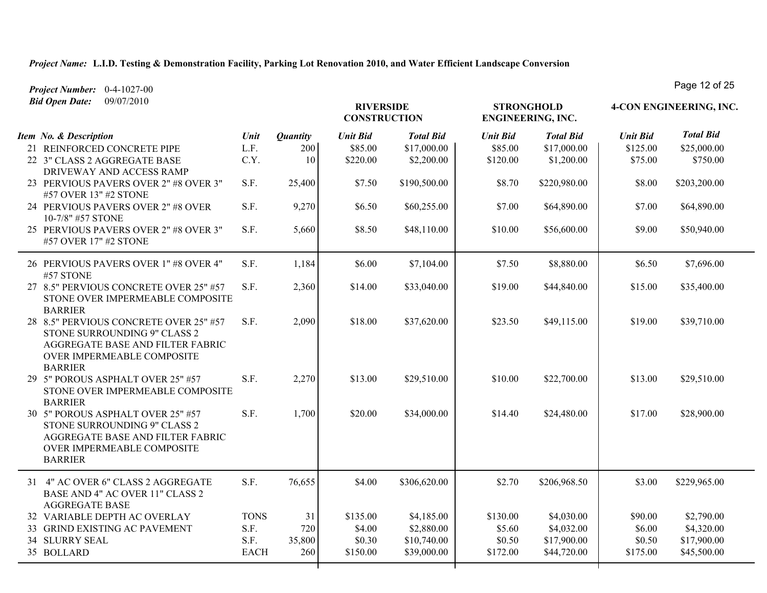***Project Name:*** **L.I.D. Testing & Demonstration Facility, Parking Lot Renovation 2010, and Water Efficient Landscape Conversion**

***Project Number:*** 0-4-1027-00

***Bid Open Date:*** 09/07/2010

| | | | RIVERSIDE CONSTRUCTION | | STRONGHOLD ENGINEERING, INC. | | 4-CON ENGINEERING, INC. | |
|---|---|---|---|---|---|---|---|---|
| ***Item No. & Description*** | ***Unit*** | ***Quantity*** | ***Unit Bid*** | ***Total Bid*** | ***Unit Bid*** | ***Total Bid*** | ***Unit Bid*** | ***Total Bid*** |
| 21 REINFORCED CONCRETE PIPE | L.F. | 200 | $85.00 | $17,000.00 | $85.00 | $17,000.00 | $125.00 | $25,000.00 |
| 22 3" CLASS 2 AGGREGATE BASE DRIVEWAY AND ACCESS RAMP | C.Y. | 10 | $220.00 | $2,200.00 | $120.00 | $1,200.00 | $75.00 | $750.00 |
| 23 PERVIOUS PAVERS OVER 2" #8 OVER 3" #57 OVER 13" #2 STONE | S.F. | 25,400 | $7.50 | $190,500.00 | $8.70 | $220,980.00 | $8.00 | $203,200.00 |
| 24 PERVIOUS PAVERS OVER 2" #8 OVER 10-7/8" #57 STONE | S.F. | 9,270 | $6.50 | $60,255.00 | $7.00 | $64,890.00 | $7.00 | $64,890.00 |
| 25 PERVIOUS PAVERS OVER 2" #8 OVER 3" #57 OVER 17" #2 STONE | S.F. | 5,660 | $8.50 | $48,110.00 | $10.00 | $56,600.00 | $9.00 | $50,940.00 |
| 26 PERVIOUS PAVERS OVER 1" #8 OVER 4" #57 STONE | S.F. | 1,184 | $6.00 | $7,104.00 | $7.50 | $8,880.00 | $6.50 | $7,696.00 |
| 27 8.5" PERVIOUS CONCRETE OVER 25" #57 STONE OVER IMPERMEABLE COMPOSITE BARRIER | S.F. | 2,360 | $14.00 | $33,040.00 | $19.00 | $44,840.00 | $15.00 | $35,400.00 |
| 28 8.5" PERVIOUS CONCRETE OVER 25" #57 STONE SURROUNDING 9" CLASS 2 AGGREGATE BASE AND FILTER FABRIC OVER IMPERMEABLE COMPOSITE BARRIER | S.F. | 2,090 | $18.00 | $37,620.00 | $23.50 | $49,115.00 | $19.00 | $39,710.00 |
| 29 5" POROUS ASPHALT OVER 25" #57 STONE OVER IMPERMEABLE COMPOSITE BARRIER | S.F. | 2,270 | $13.00 | $29,510.00 | $10.00 | $22,700.00 | $13.00 | $29,510.00 |
| 30 5" POROUS ASPHALT OVER 25" #57 STONE SURROUNDING 9" CLASS 2 AGGREGATE BASE AND FILTER FABRIC OVER IMPERMEABLE COMPOSITE BARRIER | S.F. | 1,700 | $20.00 | $34,000.00 | $14.40 | $24,480.00 | $17.00 | $28,900.00 |
| 31 4" AC OVER 6" CLASS 2 AGGREGATE BASE AND 4" AC OVER 11" CLASS 2 AGGREGATE BASE | S.F. | 76,655 | $4.00 | $306,620.00 | $2.70 | $206,968.50 | $3.00 | $229,965.00 |
| 32 VARIABLE DEPTH AC OVERLAY | TONS | 31 | $135.00 | $4,185.00 | $130.00 | $4,030.00 | $90.00 | $2,790.00 |
| 33 GRIND EXISTING AC PAVEMENT | S.F. | 720 | $4.00 | $2,880.00 | $5.60 | $4,032.00 | $6.00 | $4,320.00 |
| 34 SLURRY SEAL | S.F. | 35,800 | $0.30 | $10,740.00 | $0.50 | $17,900.00 | $0.50 | $17,900.00 |
| 35 BOLLARD | EACH | 260 | $150.00 | $39,000.00 | $172.00 | $44,720.00 | $175.00 | $45,500.00 |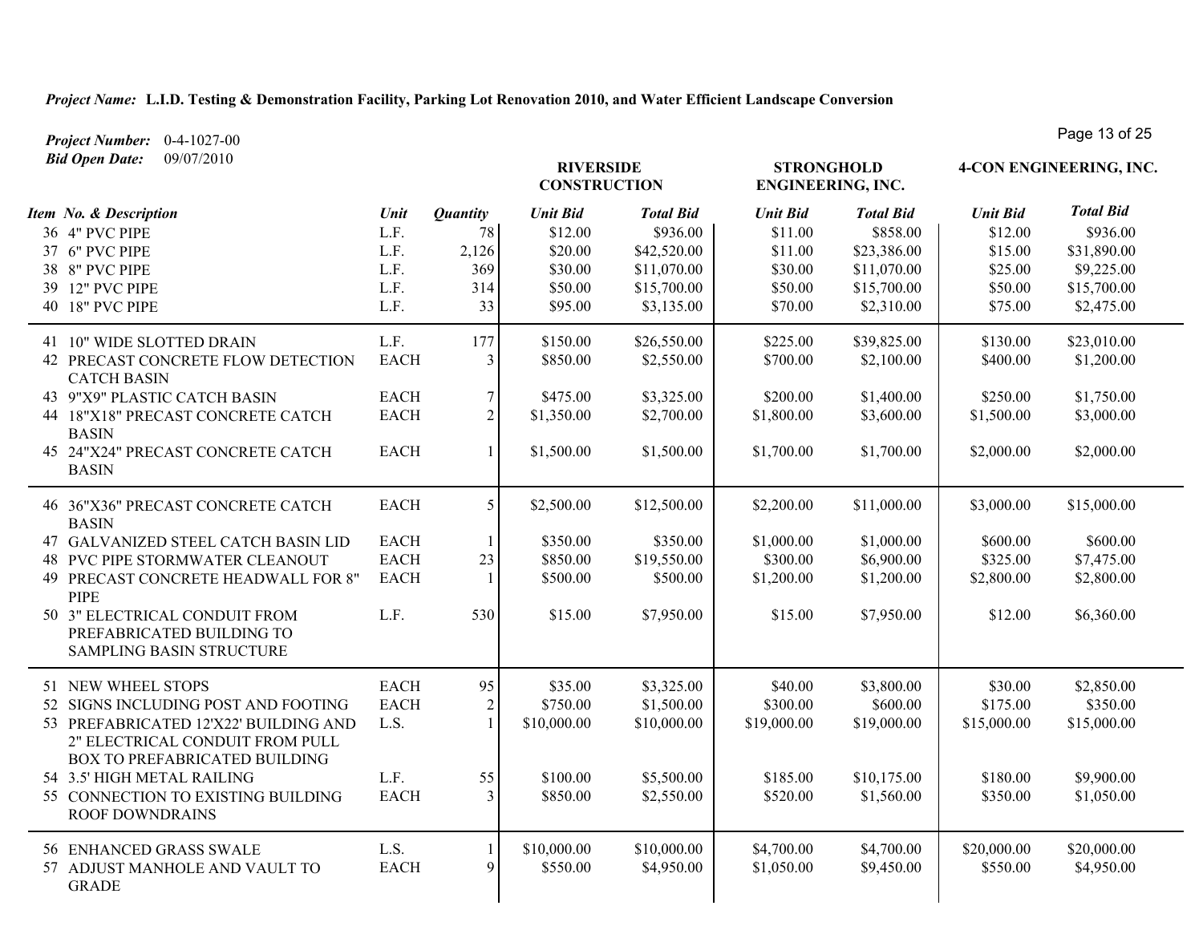**Project Name:** L.I.D. Testing & Demonstration Facility, Parking Lot Renovation 2010, and Water Efficient Landscape Conversion

**Project Number:** 0-4-1027-00

**Bid Open Date:** 09/07/2010

| Item No. & Description | Unit | Quantity | RIVERSIDE CONSTRUCTION | | STRONGHOLD ENGINEERING, INC. | | 4-CON ENGINEERING, INC. | |
|---|---|---|---|---|---|---|---|---|
| | | | Unit Bid | Total Bid | Unit Bid | Total Bid | Unit Bid | Total Bid |
| 36 4" PVC PIPE | L.F. | 78 | $12.00 | $936.00 | $11.00 | $858.00 | $12.00 | $936.00 |
| 37 6" PVC PIPE | L.F. | 2,126 | $20.00 | $42,520.00 | $11.00 | $23,386.00 | $15.00 | $31,890.00 |
| 38 8" PVC PIPE | L.F. | 369 | $30.00 | $11,070.00 | $30.00 | $11,070.00 | $25.00 | $9,225.00 |
| 39 12" PVC PIPE | L.F. | 314 | $50.00 | $15,700.00 | $50.00 | $15,700.00 | $50.00 | $15,700.00 |
| 40 18" PVC PIPE | L.F. | 33 | $95.00 | $3,135.00 | $70.00 | $2,310.00 | $75.00 | $2,475.00 |
| 41 10" WIDE SLOTTED DRAIN | L.F. | 177 | $150.00 | $26,550.00 | $225.00 | $39,825.00 | $130.00 | $23,010.00 |
| 42 PRECAST CONCRETE FLOW DETECTION CATCH BASIN | EACH | 3 | $850.00 | $2,550.00 | $700.00 | $2,100.00 | $400.00 | $1,200.00 |
| 43 9"X9" PLASTIC CATCH BASIN | EACH | 7 | $475.00 | $3,325.00 | $200.00 | $1,400.00 | $250.00 | $1,750.00 |
| 44 18"X18" PRECAST CONCRETE CATCH BASIN | EACH | 2 | $1,350.00 | $2,700.00 | $1,800.00 | $3,600.00 | $1,500.00 | $3,000.00 |
| 45 24"X24" PRECAST CONCRETE CATCH BASIN | EACH | 1 | $1,500.00 | $1,500.00 | $1,700.00 | $1,700.00 | $2,000.00 | $2,000.00 |
| 46 36"X36" PRECAST CONCRETE CATCH BASIN | EACH | 5 | $2,500.00 | $12,500.00 | $2,200.00 | $11,000.00 | $3,000.00 | $15,000.00 |
| 47 GALVANIZED STEEL CATCH BASIN LID | EACH | 1 | $350.00 | $350.00 | $1,000.00 | $1,000.00 | $600.00 | $600.00 |
| 48 PVC PIPE STORMWATER CLEANOUT | EACH | 23 | $850.00 | $19,550.00 | $300.00 | $6,900.00 | $325.00 | $7,475.00 |
| 49 PRECAST CONCRETE HEADWALL FOR 8" PIPE | EACH | 1 | $500.00 | $500.00 | $1,200.00 | $1,200.00 | $2,800.00 | $2,800.00 |
| 50 3" ELECTRICAL CONDUIT FROM PREFABRICATED BUILDING TO SAMPLING BASIN STRUCTURE | L.F. | 530 | $15.00 | $7,950.00 | $15.00 | $7,950.00 | $12.00 | $6,360.00 |
| 51 NEW WHEEL STOPS | EACH | 95 | $35.00 | $3,325.00 | $40.00 | $3,800.00 | $30.00 | $2,850.00 |
| 52 SIGNS INCLUDING POST AND FOOTING | EACH | 2 | $750.00 | $1,500.00 | $300.00 | $600.00 | $175.00 | $350.00 |
| 53 PREFABRICATED 12'X22' BUILDING AND 2" ELECTRICAL CONDUIT FROM PULL BOX TO PREFABRICATED BUILDING | L.S. | 1 | $10,000.00 | $10,000.00 | $19,000.00 | $19,000.00 | $15,000.00 | $15,000.00 |
| 54 3.5' HIGH METAL RAILING | L.F. | 55 | $100.00 | $5,500.00 | $185.00 | $10,175.00 | $180.00 | $9,900.00 |
| 55 CONNECTION TO EXISTING BUILDING ROOF DOWNDRAINS | EACH | 3 | $850.00 | $2,550.00 | $520.00 | $1,560.00 | $350.00 | $1,050.00 |
| 56 ENHANCED GRASS SWALE | L.S. | 1 | $10,000.00 | $10,000.00 | $4,700.00 | $4,700.00 | $20,000.00 | $20,000.00 |
| 57 ADJUST MANHOLE AND VAULT TO GRADE | EACH | 9 | $550.00 | $4,950.00 | $1,050.00 | $9,450.00 | $550.00 | $4,950.00 |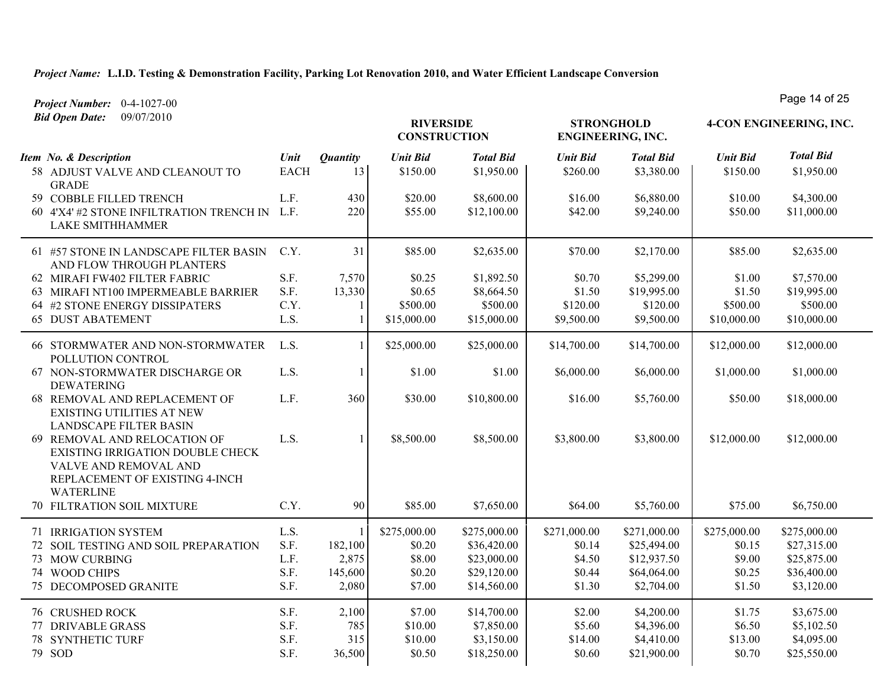***Project Name:*** **L.I.D. Testing & Demonstration Facility, Parking Lot Renovation 2010, and Water Efficient Landscape Conversion**

***Project Number:*** 0-4-1027-00

***Bid Open Date:*** 09/07/2010

| Item No. & Description | Unit | Quantity | RIVERSIDE CONSTRUCTION Unit Bid | RIVERSIDE CONSTRUCTION Total Bid | STRONGHOLD ENGINEERING, INC. Unit Bid | STRONGHOLD ENGINEERING, INC. Total Bid | 4-CON ENGINEERING, INC. Unit Bid | 4-CON ENGINEERING, INC. Total Bid |
|---|---|---|---|---|---|---|---|---|
| 58 ADJUST VALVE AND CLEANOUT TO GRADE | EACH | 13 | $150.00 | $1,950.00 | $260.00 | $3,380.00 | $150.00 | $1,950.00 |
| 59 COBBLE FILLED TRENCH | L.F. | 430 | $20.00 | $8,600.00 | $16.00 | $6,880.00 | $10.00 | $4,300.00 |
| 60 4'X4' #2 STONE INFILTRATION TRENCH IN LAKE SMITHHAMMER | L.F. | 220 | $55.00 | $12,100.00 | $42.00 | $9,240.00 | $50.00 | $11,000.00 |
| 61 #57 STONE IN LANDSCAPE FILTER BASIN AND FLOW THROUGH PLANTERS | C.Y. | 31 | $85.00 | $2,635.00 | $70.00 | $2,170.00 | $85.00 | $2,635.00 |
| 62 MIRAFI FW402 FILTER FABRIC | S.F. | 7,570 | $0.25 | $1,892.50 | $0.70 | $5,299.00 | $1.00 | $7,570.00 |
| 63 MIRAFI NT100 IMPERMEABLE BARRIER | S.F. | 13,330 | $0.65 | $8,664.50 | $1.50 | $19,995.00 | $1.50 | $19,995.00 |
| 64 #2 STONE ENERGY DISSIPATERS | C.Y. | 1 | $500.00 | $500.00 | $120.00 | $120.00 | $500.00 | $500.00 |
| 65 DUST ABATEMENT | L.S. | 1 | $15,000.00 | $15,000.00 | $9,500.00 | $9,500.00 | $10,000.00 | $10,000.00 |
| 66 STORMWATER AND NON-STORMWATER POLLUTION CONTROL | L.S. | 1 | $25,000.00 | $25,000.00 | $14,700.00 | $14,700.00 | $12,000.00 | $12,000.00 |
| 67 NON-STORMWATER DISCHARGE OR DEWATERING | L.S. | 1 | $1.00 | $1.00 | $6,000.00 | $6,000.00 | $1,000.00 | $1,000.00 |
| 68 REMOVAL AND REPLACEMENT OF EXISTING UTILITIES AT NEW LANDSCAPE FILTER BASIN | L.F. | 360 | $30.00 | $10,800.00 | $16.00 | $5,760.00 | $50.00 | $18,000.00 |
| 69 REMOVAL AND RELOCATION OF EXISTING IRRIGATION DOUBLE CHECK VALVE AND REMOVAL AND REPLACEMENT OF EXISTING 4-INCH WATERLINE | L.S. | 1 | $8,500.00 | $8,500.00 | $3,800.00 | $3,800.00 | $12,000.00 | $12,000.00 |
| 70 FILTRATION SOIL MIXTURE | C.Y. | 90 | $85.00 | $7,650.00 | $64.00 | $5,760.00 | $75.00 | $6,750.00 |
| 71 IRRIGATION SYSTEM | L.S. | 1 | $275,000.00 | $275,000.00 | $271,000.00 | $271,000.00 | $275,000.00 | $275,000.00 |
| 72 SOIL TESTING AND SOIL PREPARATION | S.F. | 182,100 | $0.20 | $36,420.00 | $0.14 | $25,494.00 | $0.15 | $27,315.00 |
| 73 MOW CURBING | L.F. | 2,875 | $8.00 | $23,000.00 | $4.50 | $12,937.50 | $9.00 | $25,875.00 |
| 74 WOOD CHIPS | S.F. | 145,600 | $0.20 | $29,120.00 | $0.44 | $64,064.00 | $0.25 | $36,400.00 |
| 75 DECOMPOSED GRANITE | S.F. | 2,080 | $7.00 | $14,560.00 | $1.30 | $2,704.00 | $1.50 | $3,120.00 |
| 76 CRUSHED ROCK | S.F. | 2,100 | $7.00 | $14,700.00 | $2.00 | $4,200.00 | $1.75 | $3,675.00 |
| 77 DRIVABLE GRASS | S.F. | 785 | $10.00 | $7,850.00 | $5.60 | $4,396.00 | $6.50 | $5,102.50 |
| 78 SYNTHETIC TURF | S.F. | 315 | $10.00 | $3,150.00 | $14.00 | $4,410.00 | $13.00 | $4,095.00 |
| 79 SOD | S.F. | 36,500 | $0.50 | $18,250.00 | $0.60 | $21,900.00 | $0.70 | $25,550.00 |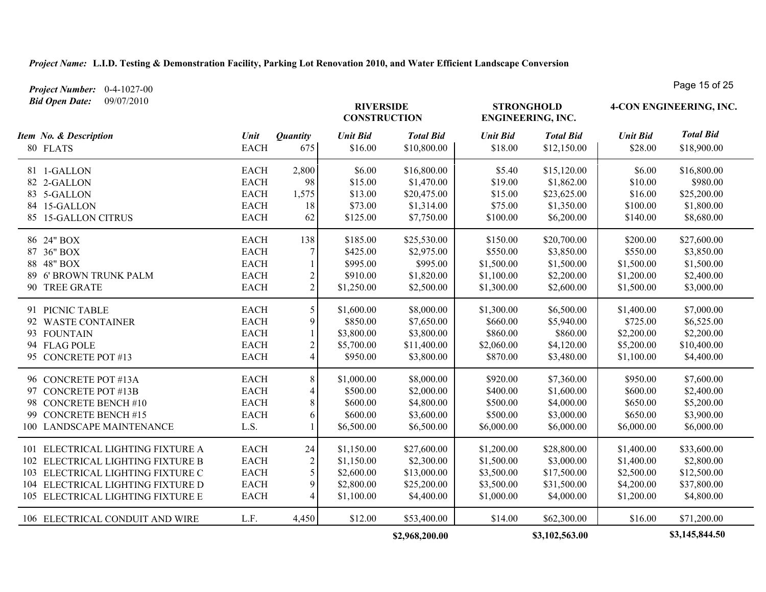***Project Name:*** **L.I.D. Testing & Demonstration Facility, Parking Lot Renovation 2010, and Water Efficient Landscape Conversion**

***Project Number:*** 0-4-1027-00

***Bid Open Date:*** 09/07/2010

| | | | RIVERSIDE CONSTRUCTION | | STRONGHOLD ENGINEERING, INC. | | 4-CON ENGINEERING, INC. | |
|---|---|---|---|---|---|---|---|---|
| ***Item No. & Description*** | ***Unit*** | ***Quantity*** | ***Unit Bid*** | ***Total Bid*** | ***Unit Bid*** | ***Total Bid*** | ***Unit Bid*** | ***Total Bid*** |
| 80 FLATS | EACH | 675 | $16.00 | $10,800.00 | $18.00 | $12,150.00 | $28.00 | $18,900.00 |
| 81 1-GALLON | EACH | 2,800 | $6.00 | $16,800.00 | $5.40 | $15,120.00 | $6.00 | $16,800.00 |
| 82 2-GALLON | EACH | 98 | $15.00 | $1,470.00 | $19.00 | $1,862.00 | $10.00 | $980.00 |
| 83 5-GALLON | EACH | 1,575 | $13.00 | $20,475.00 | $15.00 | $23,625.00 | $16.00 | $25,200.00 |
| 84 15-GALLON | EACH | 18 | $73.00 | $1,314.00 | $75.00 | $1,350.00 | $100.00 | $1,800.00 |
| 85 15-GALLON CITRUS | EACH | 62 | $125.00 | $7,750.00 | $100.00 | $6,200.00 | $140.00 | $8,680.00 |
| 86 24" BOX | EACH | 138 | $185.00 | $25,530.00 | $150.00 | $20,700.00 | $200.00 | $27,600.00 |
| 87 36" BOX | EACH | 7 | $425.00 | $2,975.00 | $550.00 | $3,850.00 | $550.00 | $3,850.00 |
| 88 48" BOX | EACH | 1 | $995.00 | $995.00 | $1,500.00 | $1,500.00 | $1,500.00 | $1,500.00 |
| 89 6' BROWN TRUNK PALM | EACH | 2 | $910.00 | $1,820.00 | $1,100.00 | $2,200.00 | $1,200.00 | $2,400.00 |
| 90 TREE GRATE | EACH | 2 | $1,250.00 | $2,500.00 | $1,300.00 | $2,600.00 | $1,500.00 | $3,000.00 |
| 91 PICNIC TABLE | EACH | 5 | $1,600.00 | $8,000.00 | $1,300.00 | $6,500.00 | $1,400.00 | $7,000.00 |
| 92 WASTE CONTAINER | EACH | 9 | $850.00 | $7,650.00 | $660.00 | $5,940.00 | $725.00 | $6,525.00 |
| 93 FOUNTAIN | EACH | 1 | $3,800.00 | $3,800.00 | $860.00 | $860.00 | $2,200.00 | $2,200.00 |
| 94 FLAG POLE | EACH | 2 | $5,700.00 | $11,400.00 | $2,060.00 | $4,120.00 | $5,200.00 | $10,400.00 |
| 95 CONCRETE POT #13 | EACH | 4 | $950.00 | $3,800.00 | $870.00 | $3,480.00 | $1,100.00 | $4,400.00 |
| 96 CONCRETE POT #13A | EACH | 8 | $1,000.00 | $8,000.00 | $920.00 | $7,360.00 | $950.00 | $7,600.00 |
| 97 CONCRETE POT #13B | EACH | 4 | $500.00 | $2,000.00 | $400.00 | $1,600.00 | $600.00 | $2,400.00 |
| 98 CONCRETE BENCH #10 | EACH | 8 | $600.00 | $4,800.00 | $500.00 | $4,000.00 | $650.00 | $5,200.00 |
| 99 CONCRETE BENCH #15 | EACH | 6 | $600.00 | $3,600.00 | $500.00 | $3,000.00 | $650.00 | $3,900.00 |
| 100 LANDSCAPE MAINTENANCE | L.S. | 1 | $6,500.00 | $6,500.00 | $6,000.00 | $6,000.00 | $6,000.00 | $6,000.00 |
| 101 ELECTRICAL LIGHTING FIXTURE A | EACH | 24 | $1,150.00 | $27,600.00 | $1,200.00 | $28,800.00 | $1,400.00 | $33,600.00 |
| 102 ELECTRICAL LIGHTING FIXTURE B | EACH | 2 | $1,150.00 | $2,300.00 | $1,500.00 | $3,000.00 | $1,400.00 | $2,800.00 |
| 103 ELECTRICAL LIGHTING FIXTURE C | EACH | 5 | $2,600.00 | $13,000.00 | $3,500.00 | $17,500.00 | $2,500.00 | $12,500.00 |
| 104 ELECTRICAL LIGHTING FIXTURE D | EACH | 9 | $2,800.00 | $25,200.00 | $3,500.00 | $31,500.00 | $4,200.00 | $37,800.00 |
| 105 ELECTRICAL LIGHTING FIXTURE E | EACH | 4 | $1,100.00 | $4,400.00 | $1,000.00 | $4,000.00 | $1,200.00 | $4,800.00 |
| 106 ELECTRICAL CONDUIT AND WIRE | L.F. | 4,450 | $12.00 | $53,400.00 | $14.00 | $62,300.00 | $16.00 | $71,200.00 |
| | | | | **$2,968,200.00** | | **$3,102,563.00** | | **$3,145,844.50** |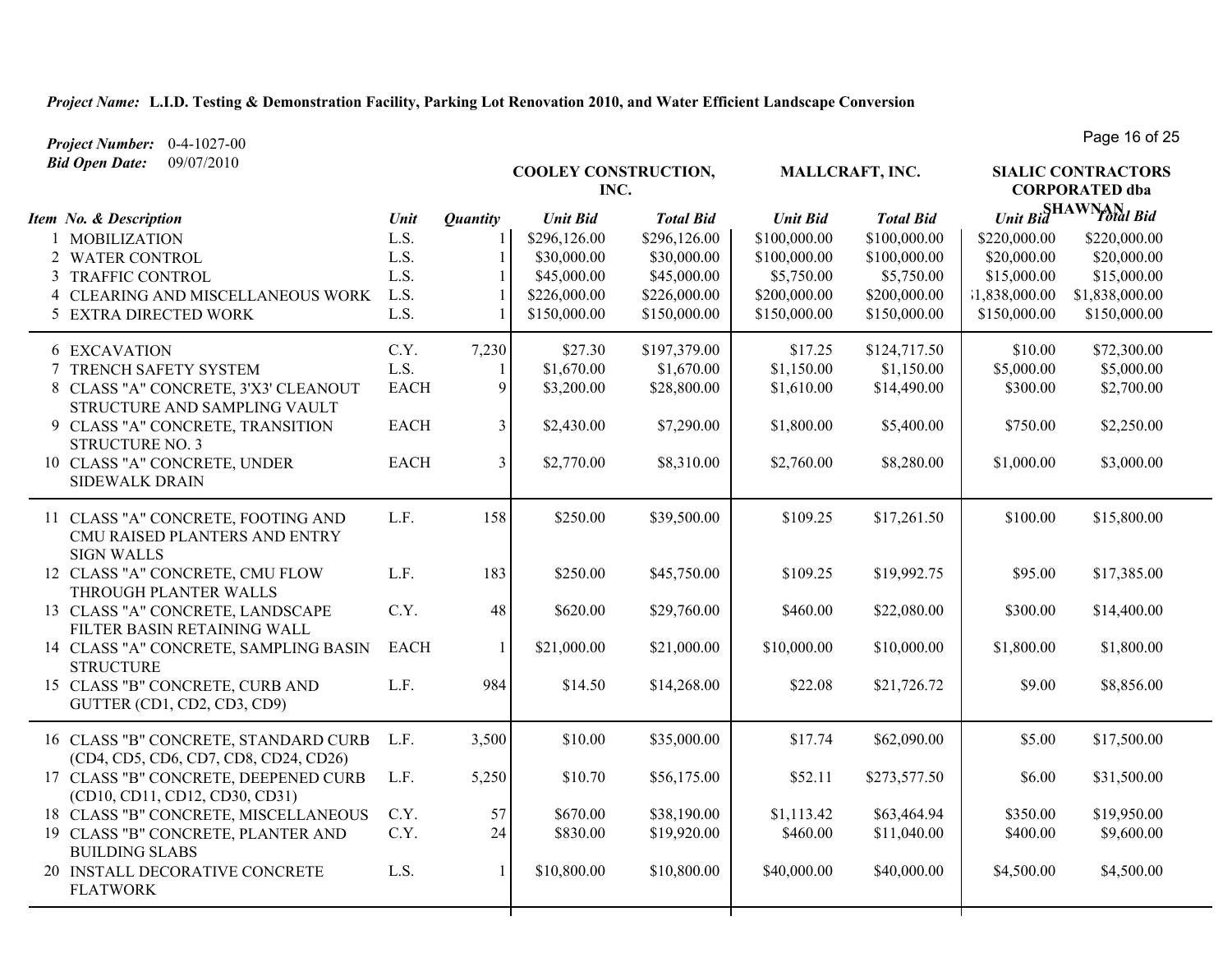***Project Name:*** **L.I.D. Testing & Demonstration Facility, Parking Lot Renovation 2010, and Water Efficient Landscape Conversion**

***Project Number:*** 0-4-1027-00
***Bid Open Date:*** 09/07/2010

| Item No. & Description | Unit | Quantity | COOLEY CONSTRUCTION, INC. | | MALLCRAFT, INC. | | SIALIC CONTRACTORS CORPORATED dba SHAWNAN | |
|---|---|---|---|---|---|---|---|---|
| | | | *Unit Bid* | *Total Bid* | *Unit Bid* | *Total Bid* | *Unit Bid* | *Total Bid* |
| 1 MOBILIZATION | L.S. | 1 | $296,126.00 | $296,126.00 | $100,000.00 | $100,000.00 | $220,000.00 | $220,000.00 |
| 2 WATER CONTROL | L.S. | 1 | $30,000.00 | $30,000.00 | $100,000.00 | $100,000.00 | $20,000.00 | $20,000.00 |
| 3 TRAFFIC CONTROL | L.S. | 1 | $45,000.00 | $45,000.00 | $5,750.00 | $5,750.00 | $15,000.00 | $15,000.00 |
| 4 CLEARING AND MISCELLANEOUS WORK | L.S. | 1 | $226,000.00 | $226,000.00 | $200,000.00 | $200,000.00 | $1,838,000.00 | $1,838,000.00 |
| 5 EXTRA DIRECTED WORK | L.S. | 1 | $150,000.00 | $150,000.00 | $150,000.00 | $150,000.00 | $150,000.00 | $150,000.00 |
| 6 EXCAVATION | C.Y. | 7,230 | $27.30 | $197,379.00 | $17.25 | $124,717.50 | $10.00 | $72,300.00 |
| 7 TRENCH SAFETY SYSTEM | L.S. | 1 | $1,670.00 | $1,670.00 | $1,150.00 | $1,150.00 | $5,000.00 | $5,000.00 |
| 8 CLASS "A" CONCRETE, 3'X3' CLEANOUT STRUCTURE AND SAMPLING VAULT | EACH | 9 | $3,200.00 | $28,800.00 | $1,610.00 | $14,490.00 | $300.00 | $2,700.00 |
| 9 CLASS "A" CONCRETE, TRANSITION STRUCTURE NO. 3 | EACH | 3 | $2,430.00 | $7,290.00 | $1,800.00 | $5,400.00 | $750.00 | $2,250.00 |
| 10 CLASS "A" CONCRETE, UNDER SIDEWALK DRAIN | EACH | 3 | $2,770.00 | $8,310.00 | $2,760.00 | $8,280.00 | $1,000.00 | $3,000.00 |
| 11 CLASS "A" CONCRETE, FOOTING AND CMU RAISED PLANTERS AND ENTRY SIGN WALLS | L.F. | 158 | $250.00 | $39,500.00 | $109.25 | $17,261.50 | $100.00 | $15,800.00 |
| 12 CLASS "A" CONCRETE, CMU FLOW THROUGH PLANTER WALLS | L.F. | 183 | $250.00 | $45,750.00 | $109.25 | $19,992.75 | $95.00 | $17,385.00 |
| 13 CLASS "A" CONCRETE, LANDSCAPE FILTER BASIN RETAINING WALL | C.Y. | 48 | $620.00 | $29,760.00 | $460.00 | $22,080.00 | $300.00 | $14,400.00 |
| 14 CLASS "A" CONCRETE, SAMPLING BASIN STRUCTURE | EACH | 1 | $21,000.00 | $21,000.00 | $10,000.00 | $10,000.00 | $1,800.00 | $1,800.00 |
| 15 CLASS "B" CONCRETE, CURB AND GUTTER (CD1, CD2, CD3, CD9) | L.F. | 984 | $14.50 | $14,268.00 | $22.08 | $21,726.72 | $9.00 | $8,856.00 |
| 16 CLASS "B" CONCRETE, STANDARD CURB (CD4, CD5, CD6, CD7, CD8, CD24, CD26) | L.F. | 3,500 | $10.00 | $35,000.00 | $17.74 | $62,090.00 | $5.00 | $17,500.00 |
| 17 CLASS "B" CONCRETE, DEEPENED CURB (CD10, CD11, CD12, CD30, CD31) | L.F. | 5,250 | $10.70 | $56,175.00 | $52.11 | $273,577.50 | $6.00 | $31,500.00 |
| 18 CLASS "B" CONCRETE, MISCELLANEOUS | C.Y. | 57 | $670.00 | $38,190.00 | $1,113.42 | $63,464.94 | $350.00 | $19,950.00 |
| 19 CLASS "B" CONCRETE, PLANTER AND BUILDING SLABS | C.Y. | 24 | $830.00 | $19,920.00 | $460.00 | $11,040.00 | $400.00 | $9,600.00 |
| 20 INSTALL DECORATIVE CONCRETE FLATWORK | L.S. | 1 | $10,800.00 | $10,800.00 | $40,000.00 | $40,000.00 | $4,500.00 | $4,500.00 |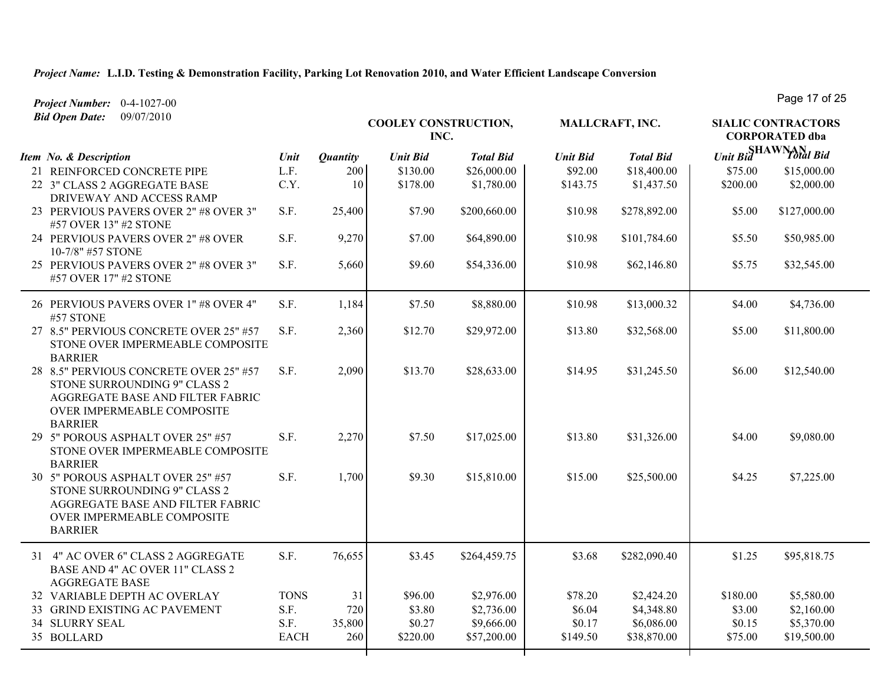***Project Name:*** **L.I.D. Testing & Demonstration Facility, Parking Lot Renovation 2010, and Water Efficient Landscape Conversion**

***Project Number:*** 0-4-1027-00
***Bid Open Date:*** 09/07/2010

| | | | COOLEY CONSTRUCTION, INC. | | MALLCRAFT, INC. | | SIALIC CONTRACTORS CORPORATED dba SHAWNAN | |
|---|---|---|---|---|---|---|---|---|
| ***Item No. & Description*** | ***Unit*** | ***Quantity*** | ***Unit Bid*** | ***Total Bid*** | ***Unit Bid*** | ***Total Bid*** | ***Unit Bid*** | ***Total Bid*** |
| 21 REINFORCED CONCRETE PIPE | L.F. | 200 | $130.00 | $26,000.00 | $92.00 | $18,400.00 | $75.00 | $15,000.00 |
| 22 3" CLASS 2 AGGREGATE BASE DRIVEWAY AND ACCESS RAMP | C.Y. | 10 | $178.00 | $1,780.00 | $143.75 | $1,437.50 | $200.00 | $2,000.00 |
| 23 PERVIOUS PAVERS OVER 2" #8 OVER 3" #57 OVER 13" #2 STONE | S.F. | 25,400 | $7.90 | $200,660.00 | $10.98 | $278,892.00 | $5.00 | $127,000.00 |
| 24 PERVIOUS PAVERS OVER 2" #8 OVER 10-7/8" #57 STONE | S.F. | 9,270 | $7.00 | $64,890.00 | $10.98 | $101,784.60 | $5.50 | $50,985.00 |
| 25 PERVIOUS PAVERS OVER 2" #8 OVER 3" #57 OVER 17" #2 STONE | S.F. | 5,660 | $9.60 | $54,336.00 | $10.98 | $62,146.80 | $5.75 | $32,545.00 |
| 26 PERVIOUS PAVERS OVER 1" #8 OVER 4" #57 STONE | S.F. | 1,184 | $7.50 | $8,880.00 | $10.98 | $13,000.32 | $4.00 | $4,736.00 |
| 27 8.5" PERVIOUS CONCRETE OVER 25" #57 STONE OVER IMPERMEABLE COMPOSITE BARRIER | S.F. | 2,360 | $12.70 | $29,972.00 | $13.80 | $32,568.00 | $5.00 | $11,800.00 |
| 28 8.5" PERVIOUS CONCRETE OVER 25" #57 STONE SURROUNDING 9" CLASS 2 AGGREGATE BASE AND FILTER FABRIC OVER IMPERMEABLE COMPOSITE BARRIER | S.F. | 2,090 | $13.70 | $28,633.00 | $14.95 | $31,245.50 | $6.00 | $12,540.00 |
| 29 5" POROUS ASPHALT OVER 25" #57 STONE OVER IMPERMEABLE COMPOSITE BARRIER | S.F. | 2,270 | $7.50 | $17,025.00 | $13.80 | $31,326.00 | $4.00 | $9,080.00 |
| 30 5" POROUS ASPHALT OVER 25" #57 STONE SURROUNDING 9" CLASS 2 AGGREGATE BASE AND FILTER FABRIC OVER IMPERMEABLE COMPOSITE BARRIER | S.F. | 1,700 | $9.30 | $15,810.00 | $15.00 | $25,500.00 | $4.25 | $7,225.00 |
| 31 4" AC OVER 6" CLASS 2 AGGREGATE BASE AND 4" AC OVER 11" CLASS 2 AGGREGATE BASE | S.F. | 76,655 | $3.45 | $264,459.75 | $3.68 | $282,090.40 | $1.25 | $95,818.75 |
| 32 VARIABLE DEPTH AC OVERLAY | TONS | 31 | $96.00 | $2,976.00 | $78.20 | $2,424.20 | $180.00 | $5,580.00 |
| 33 GRIND EXISTING AC PAVEMENT | S.F. | 720 | $3.80 | $2,736.00 | $6.04 | $4,348.80 | $3.00 | $2,160.00 |
| 34 SLURRY SEAL | S.F. | 35,800 | $0.27 | $9,666.00 | $0.17 | $6,086.00 | $0.15 | $5,370.00 |
| 35 BOLLARD | EACH | 260 | $220.00 | $57,200.00 | $149.50 | $38,870.00 | $75.00 | $19,500.00 |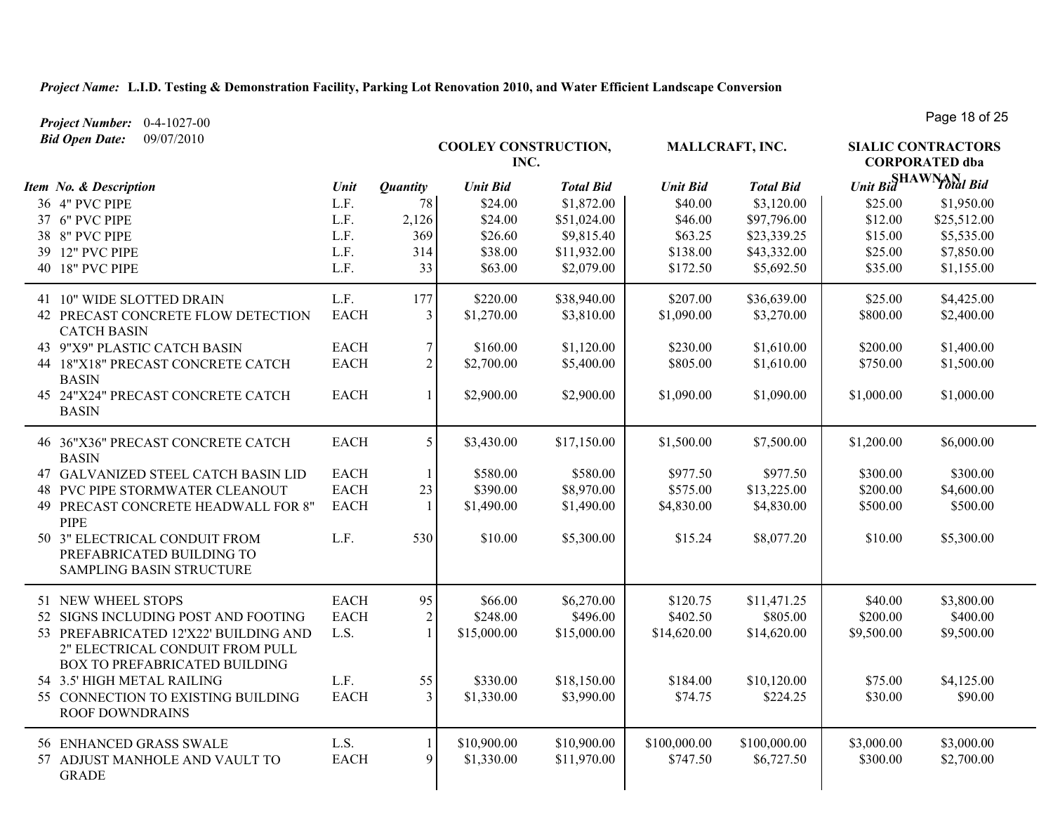***Project Name:*** **L.I.D. Testing & Demonstration Facility, Parking Lot Renovation 2010, and Water Efficient Landscape Conversion**

***Project Number:*** 0-4-1027-00

***Bid Open Date:*** 09/07/2010

| | | | **COOLEY CONSTRUCTION, INC.** | | **MALLCRAFT, INC.** | | **SIALIC CONTRACTORS CORPORATED dba SHAWNAN** | |
|---|---|---|---|---|---|---|---|---|
| ***Item No. & Description*** | ***Unit*** | ***Quantity*** | ***Unit Bid*** | ***Total Bid*** | ***Unit Bid*** | ***Total Bid*** | ***Unit Bid*** | ***Total Bid*** |
| 36 4" PVC PIPE | L.F. | 78 | $24.00 | $1,872.00 | $40.00 | $3,120.00 | $25.00 | $1,950.00 |
| 37 6" PVC PIPE | L.F. | 2,126 | $24.00 | $51,024.00 | $46.00 | $97,796.00 | $12.00 | $25,512.00 |
| 38 8" PVC PIPE | L.F. | 369 | $26.60 | $9,815.40 | $63.25 | $23,339.25 | $15.00 | $5,535.00 |
| 39 12" PVC PIPE | L.F. | 314 | $38.00 | $11,932.00 | $138.00 | $43,332.00 | $25.00 | $7,850.00 |
| 40 18" PVC PIPE | L.F. | 33 | $63.00 | $2,079.00 | $172.50 | $5,692.50 | $35.00 | $1,155.00 |
| 41 10" WIDE SLOTTED DRAIN | L.F. | 177 | $220.00 | $38,940.00 | $207.00 | $36,639.00 | $25.00 | $4,425.00 |
| 42 PRECAST CONCRETE FLOW DETECTION CATCH BASIN | EACH | 3 | $1,270.00 | $3,810.00 | $1,090.00 | $3,270.00 | $800.00 | $2,400.00 |
| 43 9"X9" PLASTIC CATCH BASIN | EACH | 7 | $160.00 | $1,120.00 | $230.00 | $1,610.00 | $200.00 | $1,400.00 |
| 44 18"X18" PRECAST CONCRETE CATCH BASIN | EACH | 2 | $2,700.00 | $5,400.00 | $805.00 | $1,610.00 | $750.00 | $1,500.00 |
| 45 24"X24" PRECAST CONCRETE CATCH BASIN | EACH | 1 | $2,900.00 | $2,900.00 | $1,090.00 | $1,090.00 | $1,000.00 | $1,000.00 |
| 46 36"X36" PRECAST CONCRETE CATCH BASIN | EACH | 5 | $3,430.00 | $17,150.00 | $1,500.00 | $7,500.00 | $1,200.00 | $6,000.00 |
| 47 GALVANIZED STEEL CATCH BASIN LID | EACH | 1 | $580.00 | $580.00 | $977.50 | $977.50 | $300.00 | $300.00 |
| 48 PVC PIPE STORMWATER CLEANOUT | EACH | 23 | $390.00 | $8,970.00 | $575.00 | $13,225.00 | $200.00 | $4,600.00 |
| 49 PRECAST CONCRETE HEADWALL FOR 8" PIPE | EACH | 1 | $1,490.00 | $1,490.00 | $4,830.00 | $4,830.00 | $500.00 | $500.00 |
| 50 3" ELECTRICAL CONDUIT FROM PREFABRICATED BUILDING TO SAMPLING BASIN STRUCTURE | L.F. | 530 | $10.00 | $5,300.00 | $15.24 | $8,077.20 | $10.00 | $5,300.00 |
| 51 NEW WHEEL STOPS | EACH | 95 | $66.00 | $6,270.00 | $120.75 | $11,471.25 | $40.00 | $3,800.00 |
| 52 SIGNS INCLUDING POST AND FOOTING | EACH | 2 | $248.00 | $496.00 | $402.50 | $805.00 | $200.00 | $400.00 |
| 53 PREFABRICATED 12'X22' BUILDING AND 2" ELECTRICAL CONDUIT FROM PULL BOX TO PREFABRICATED BUILDING | L.S. | 1 | $15,000.00 | $15,000.00 | $14,620.00 | $14,620.00 | $9,500.00 | $9,500.00 |
| 54 3.5' HIGH METAL RAILING | L.F. | 55 | $330.00 | $18,150.00 | $184.00 | $10,120.00 | $75.00 | $4,125.00 |
| 55 CONNECTION TO EXISTING BUILDING ROOF DOWNDRAINS | EACH | 3 | $1,330.00 | $3,990.00 | $74.75 | $224.25 | $30.00 | $90.00 |
| 56 ENHANCED GRASS SWALE | L.S. | 1 | $10,900.00 | $10,900.00 | $100,000.00 | $100,000.00 | $3,000.00 | $3,000.00 |
| 57 ADJUST MANHOLE AND VAULT TO GRADE | EACH | 9 | $1,330.00 | $11,970.00 | $747.50 | $6,727.50 | $300.00 | $2,700.00 |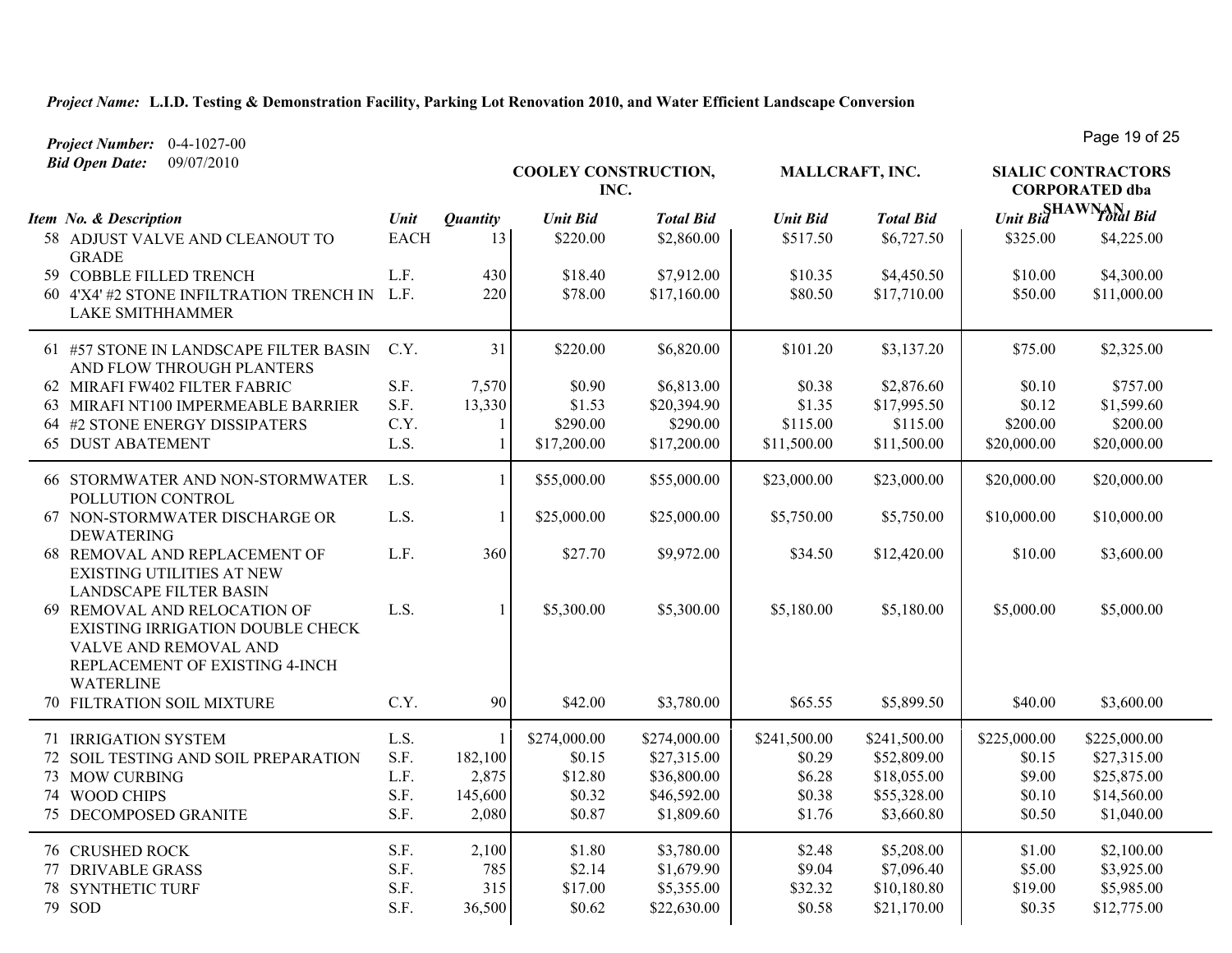***Project Name:*** **L.I.D. Testing & Demonstration Facility, Parking Lot Renovation 2010, and Water Efficient Landscape Conversion**

***Project Number:*** 0-4-1027-00
***Bid Open Date:*** 09/07/2010

| Item No. & Description | Unit | Quantity | COOLEY CONSTRUCTION, INC. | | MALLCRAFT, INC. | | SIALIC CONTRACTORS CORPORATED dba SHAWNAN | |
|---|---|---|---|---|---|---|---|---|
| | | | *Unit Bid* | *Total Bid* | *Unit Bid* | *Total Bid* | *Unit Bid* | *Total Bid* |
| 58 ADJUST VALVE AND CLEANOUT TO GRADE | EACH | 13 | $220.00 | $2,860.00 | $517.50 | $6,727.50 | $325.00 | $4,225.00 |
| 59 COBBLE FILLED TRENCH | L.F. | 430 | $18.40 | $7,912.00 | $10.35 | $4,450.50 | $10.00 | $4,300.00 |
| 60 4'X4' #2 STONE INFILTRATION TRENCH IN LAKE SMITHHAMMER | L.F. | 220 | $78.00 | $17,160.00 | $80.50 | $17,710.00 | $50.00 | $11,000.00 |
| 61 #57 STONE IN LANDSCAPE FILTER BASIN AND FLOW THROUGH PLANTERS | C.Y. | 31 | $220.00 | $6,820.00 | $101.20 | $3,137.20 | $75.00 | $2,325.00 |
| 62 MIRAFI FW402 FILTER FABRIC | S.F. | 7,570 | $0.90 | $6,813.00 | $0.38 | $2,876.60 | $0.10 | $757.00 |
| 63 MIRAFI NT100 IMPERMEABLE BARRIER | S.F. | 13,330 | $1.53 | $20,394.90 | $1.35 | $17,995.50 | $0.12 | $1,599.60 |
| 64 #2 STONE ENERGY DISSIPATERS | C.Y. | 1 | $290.00 | $290.00 | $115.00 | $115.00 | $200.00 | $200.00 |
| 65 DUST ABATEMENT | L.S. | 1 | $17,200.00 | $17,200.00 | $11,500.00 | $11,500.00 | $20,000.00 | $20,000.00 |
| 66 STORMWATER AND NON-STORMWATER POLLUTION CONTROL | L.S. | 1 | $55,000.00 | $55,000.00 | $23,000.00 | $23,000.00 | $20,000.00 | $20,000.00 |
| 67 NON-STORMWATER DISCHARGE OR DEWATERING | L.S. | 1 | $25,000.00 | $25,000.00 | $5,750.00 | $5,750.00 | $10,000.00 | $10,000.00 |
| 68 REMOVAL AND REPLACEMENT OF EXISTING UTILITIES AT NEW LANDSCAPE FILTER BASIN | L.F. | 360 | $27.70 | $9,972.00 | $34.50 | $12,420.00 | $10.00 | $3,600.00 |
| 69 REMOVAL AND RELOCATION OF EXISTING IRRIGATION DOUBLE CHECK VALVE AND REMOVAL AND REPLACEMENT OF EXISTING 4-INCH WATERLINE | L.S. | 1 | $5,300.00 | $5,300.00 | $5,180.00 | $5,180.00 | $5,000.00 | $5,000.00 |
| 70 FILTRATION SOIL MIXTURE | C.Y. | 90 | $42.00 | $3,780.00 | $65.55 | $5,899.50 | $40.00 | $3,600.00 |
| 71 IRRIGATION SYSTEM | L.S. | 1 | $274,000.00 | $274,000.00 | $241,500.00 | $241,500.00 | $225,000.00 | $225,000.00 |
| 72 SOIL TESTING AND SOIL PREPARATION | S.F. | 182,100 | $0.15 | $27,315.00 | $0.29 | $52,809.00 | $0.15 | $27,315.00 |
| 73 MOW CURBING | L.F. | 2,875 | $12.80 | $36,800.00 | $6.28 | $18,055.00 | $9.00 | $25,875.00 |
| 74 WOOD CHIPS | S.F. | 145,600 | $0.32 | $46,592.00 | $0.38 | $55,328.00 | $0.10 | $14,560.00 |
| 75 DECOMPOSED GRANITE | S.F. | 2,080 | $0.87 | $1,809.60 | $1.76 | $3,660.80 | $0.50 | $1,040.00 |
| 76 CRUSHED ROCK | S.F. | 2,100 | $1.80 | $3,780.00 | $2.48 | $5,208.00 | $1.00 | $2,100.00 |
| 77 DRIVABLE GRASS | S.F. | 785 | $2.14 | $1,679.90 | $9.04 | $7,096.40 | $5.00 | $3,925.00 |
| 78 SYNTHETIC TURF | S.F. | 315 | $17.00 | $5,355.00 | $32.32 | $10,180.80 | $19.00 | $5,985.00 |
| 79 SOD | S.F. | 36,500 | $0.62 | $22,630.00 | $0.58 | $21,170.00 | $0.35 | $12,775.00 |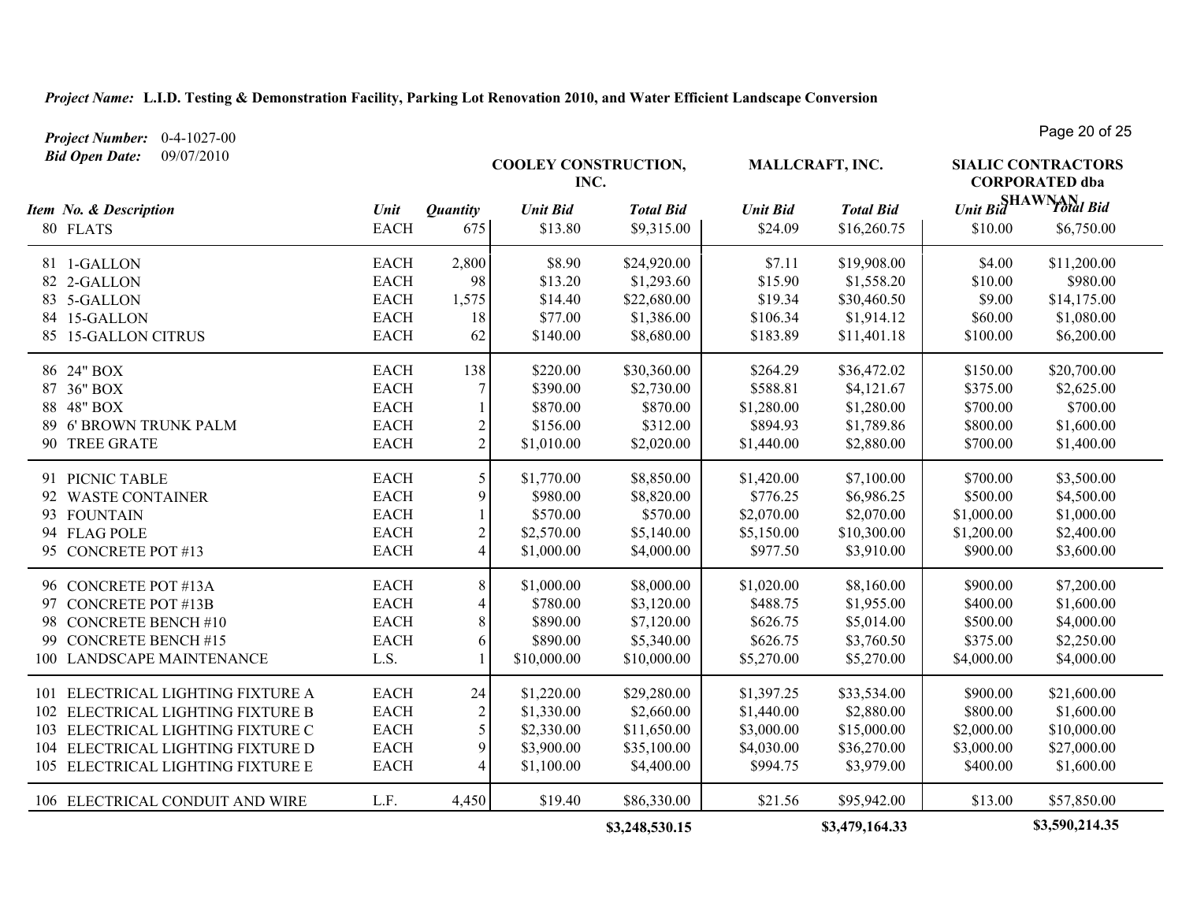***Project Name:*** **L.I.D. Testing & Demonstration Facility, Parking Lot Renovation 2010, and Water Efficient Landscape Conversion**

***Project Number:*** 0-4-1027-00
***Bid Open Date:*** 09/07/2010

| Item No. & Description | Unit | Quantity | COOLEY CONSTRUCTION, INC. | | MALLCRAFT, INC. | | SIALIC CONTRACTORS CORPORATED dba SHAWNAN | |
|---|---|---|---|---|---|---|---|---|
| | | | Unit Bid | Total Bid | Unit Bid | Total Bid | Unit Bid | Total Bid |
| 80 FLATS | EACH | 675 | $13.80 | $9,315.00 | $24.09 | $16,260.75 | $10.00 | $6,750.00 |
| 81 1-GALLON | EACH | 2,800 | $8.90 | $24,920.00 | $7.11 | $19,908.00 | $4.00 | $11,200.00 |
| 82 2-GALLON | EACH | 98 | $13.20 | $1,293.60 | $15.90 | $1,558.20 | $10.00 | $980.00 |
| 83 5-GALLON | EACH | 1,575 | $14.40 | $22,680.00 | $19.34 | $30,460.50 | $9.00 | $14,175.00 |
| 84 15-GALLON | EACH | 18 | $77.00 | $1,386.00 | $106.34 | $1,914.12 | $60.00 | $1,080.00 |
| 85 15-GALLON CITRUS | EACH | 62 | $140.00 | $8,680.00 | $183.89 | $11,401.18 | $100.00 | $6,200.00 |
| 86 24" BOX | EACH | 138 | $220.00 | $30,360.00 | $264.29 | $36,472.02 | $150.00 | $20,700.00 |
| 87 36" BOX | EACH | 7 | $390.00 | $2,730.00 | $588.81 | $4,121.67 | $375.00 | $2,625.00 |
| 88 48" BOX | EACH | 1 | $870.00 | $870.00 | $1,280.00 | $1,280.00 | $700.00 | $700.00 |
| 89 6' BROWN TRUNK PALM | EACH | 2 | $156.00 | $312.00 | $894.93 | $1,789.86 | $800.00 | $1,600.00 |
| 90 TREE GRATE | EACH | 2 | $1,010.00 | $2,020.00 | $1,440.00 | $2,880.00 | $700.00 | $1,400.00 |
| 91 PICNIC TABLE | EACH | 5 | $1,770.00 | $8,850.00 | $1,420.00 | $7,100.00 | $700.00 | $3,500.00 |
| 92 WASTE CONTAINER | EACH | 9 | $980.00 | $8,820.00 | $776.25 | $6,986.25 | $500.00 | $4,500.00 |
| 93 FOUNTAIN | EACH | 1 | $570.00 | $570.00 | $2,070.00 | $2,070.00 | $1,000.00 | $1,000.00 |
| 94 FLAG POLE | EACH | 2 | $2,570.00 | $5,140.00 | $5,150.00 | $10,300.00 | $1,200.00 | $2,400.00 |
| 95 CONCRETE POT #13 | EACH | 4 | $1,000.00 | $4,000.00 | $977.50 | $3,910.00 | $900.00 | $3,600.00 |
| 96 CONCRETE POT #13A | EACH | 8 | $1,000.00 | $8,000.00 | $1,020.00 | $8,160.00 | $900.00 | $7,200.00 |
| 97 CONCRETE POT #13B | EACH | 4 | $780.00 | $3,120.00 | $488.75 | $1,955.00 | $400.00 | $1,600.00 |
| 98 CONCRETE BENCH #10 | EACH | 8 | $890.00 | $7,120.00 | $626.75 | $5,014.00 | $500.00 | $4,000.00 |
| 99 CONCRETE BENCH #15 | EACH | 6 | $890.00 | $5,340.00 | $626.75 | $3,760.50 | $375.00 | $2,250.00 |
| 100 LANDSCAPE MAINTENANCE | L.S. | 1 | $10,000.00 | $10,000.00 | $5,270.00 | $5,270.00 | $4,000.00 | $4,000.00 |
| 101 ELECTRICAL LIGHTING FIXTURE A | EACH | 24 | $1,220.00 | $29,280.00 | $1,397.25 | $33,534.00 | $900.00 | $21,600.00 |
| 102 ELECTRICAL LIGHTING FIXTURE B | EACH | 2 | $1,330.00 | $2,660.00 | $1,440.00 | $2,880.00 | $800.00 | $1,600.00 |
| 103 ELECTRICAL LIGHTING FIXTURE C | EACH | 5 | $2,330.00 | $11,650.00 | $3,000.00 | $15,000.00 | $2,000.00 | $10,000.00 |
| 104 ELECTRICAL LIGHTING FIXTURE D | EACH | 9 | $3,900.00 | $35,100.00 | $4,030.00 | $36,270.00 | $3,000.00 | $27,000.00 |
| 105 ELECTRICAL LIGHTING FIXTURE E | EACH | 4 | $1,100.00 | $4,400.00 | $994.75 | $3,979.00 | $400.00 | $1,600.00 |
| 106 ELECTRICAL CONDUIT AND WIRE | L.F. | 4,450 | $19.40 | $86,330.00 | $21.56 | $95,942.00 | $13.00 | $57,850.00 |
| | | | | **$3,248,530.15** | | **$3,479,164.33** | | **$3,590,214.35** |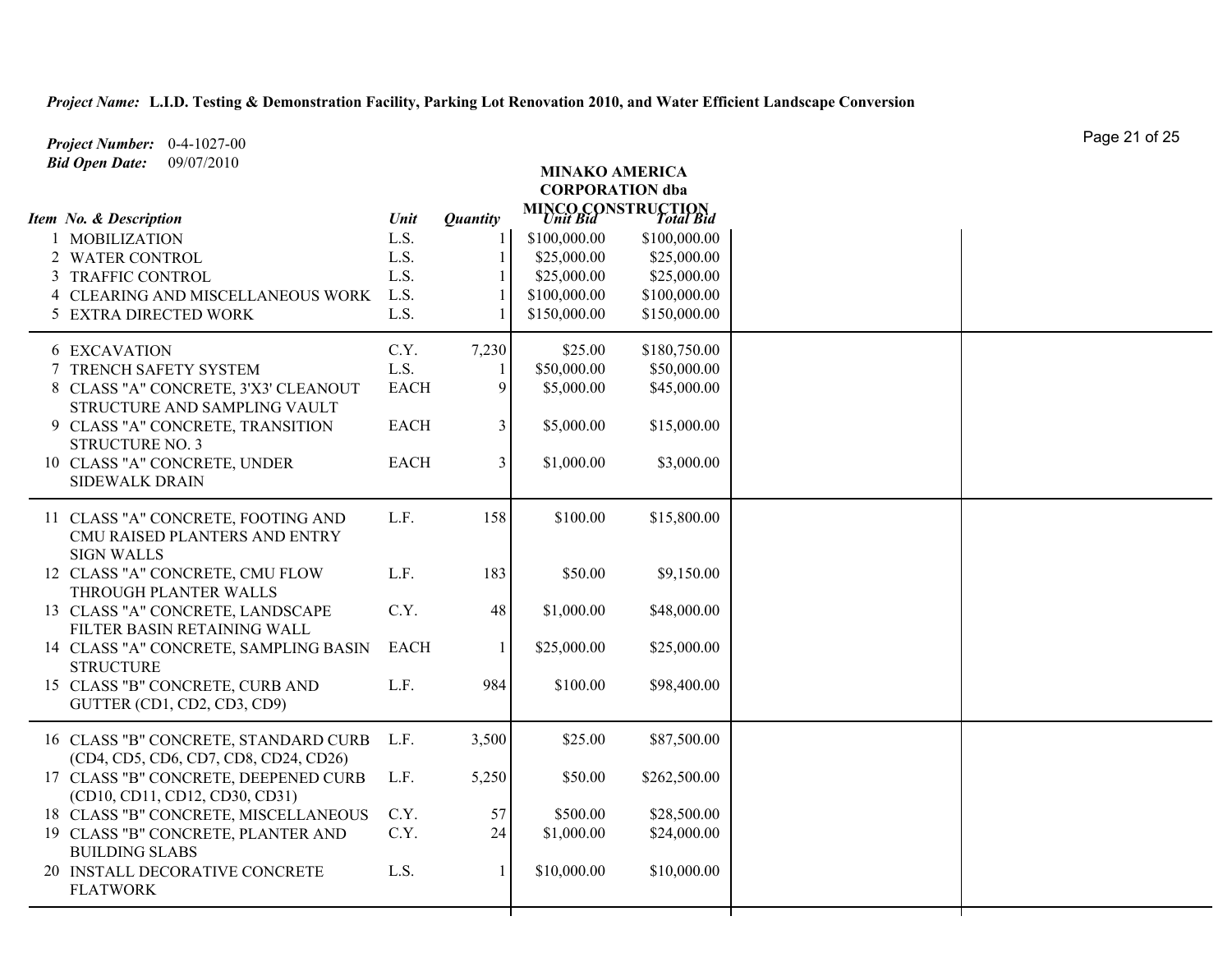***Project Name:*** **L.I.D. Testing & Demonstration Facility, Parking Lot Renovation 2010, and Water Efficient Landscape Conversion**

***Project Number:*** 0-4-1027-00
***Bid Open Date:*** 09/07/2010

| Item No. & Description | Unit | Quantity | MINAKO AMERICA CORPORATION dba MINCO CONSTRUCTION Unit Bid | Total Bid | | |
|---|---|---|---|---|---|---|
| 1 MOBILIZATION | L.S. | 1 | $100,000.00 | $100,000.00 | | |
| 2 WATER CONTROL | L.S. | 1 | $25,000.00 | $25,000.00 | | |
| 3 TRAFFIC CONTROL | L.S. | 1 | $25,000.00 | $25,000.00 | | |
| 4 CLEARING AND MISCELLANEOUS WORK | L.S. | 1 | $100,000.00 | $100,000.00 | | |
| 5 EXTRA DIRECTED WORK | L.S. | 1 | $150,000.00 | $150,000.00 | | |
| 6 EXCAVATION | C.Y. | 7,230 | $25.00 | $180,750.00 | | |
| 7 TRENCH SAFETY SYSTEM | L.S. | 1 | $50,000.00 | $50,000.00 | | |
| 8 CLASS "A" CONCRETE, 3'X3' CLEANOUT STRUCTURE AND SAMPLING VAULT | EACH | 9 | $5,000.00 | $45,000.00 | | |
| 9 CLASS "A" CONCRETE, TRANSITION STRUCTURE NO. 3 | EACH | 3 | $5,000.00 | $15,000.00 | | |
| 10 CLASS "A" CONCRETE, UNDER SIDEWALK DRAIN | EACH | 3 | $1,000.00 | $3,000.00 | | |
| 11 CLASS "A" CONCRETE, FOOTING AND CMU RAISED PLANTERS AND ENTRY SIGN WALLS | L.F. | 158 | $100.00 | $15,800.00 | | |
| 12 CLASS "A" CONCRETE, CMU FLOW THROUGH PLANTER WALLS | L.F. | 183 | $50.00 | $9,150.00 | | |
| 13 CLASS "A" CONCRETE, LANDSCAPE FILTER BASIN RETAINING WALL | C.Y. | 48 | $1,000.00 | $48,000.00 | | |
| 14 CLASS "A" CONCRETE, SAMPLING BASIN STRUCTURE | EACH | 1 | $25,000.00 | $25,000.00 | | |
| 15 CLASS "B" CONCRETE, CURB AND GUTTER (CD1, CD2, CD3, CD9) | L.F. | 984 | $100.00 | $98,400.00 | | |
| 16 CLASS "B" CONCRETE, STANDARD CURB (CD4, CD5, CD6, CD7, CD8, CD24, CD26) | L.F. | 3,500 | $25.00 | $87,500.00 | | |
| 17 CLASS "B" CONCRETE, DEEPENED CURB (CD10, CD11, CD12, CD30, CD31) | L.F. | 5,250 | $50.00 | $262,500.00 | | |
| 18 CLASS "B" CONCRETE, MISCELLANEOUS | C.Y. | 57 | $500.00 | $28,500.00 | | |
| 19 CLASS "B" CONCRETE, PLANTER AND BUILDING SLABS | C.Y. | 24 | $1,000.00 | $24,000.00 | | |
| 20 INSTALL DECORATIVE CONCRETE FLATWORK | L.S. | 1 | $10,000.00 | $10,000.00 | | |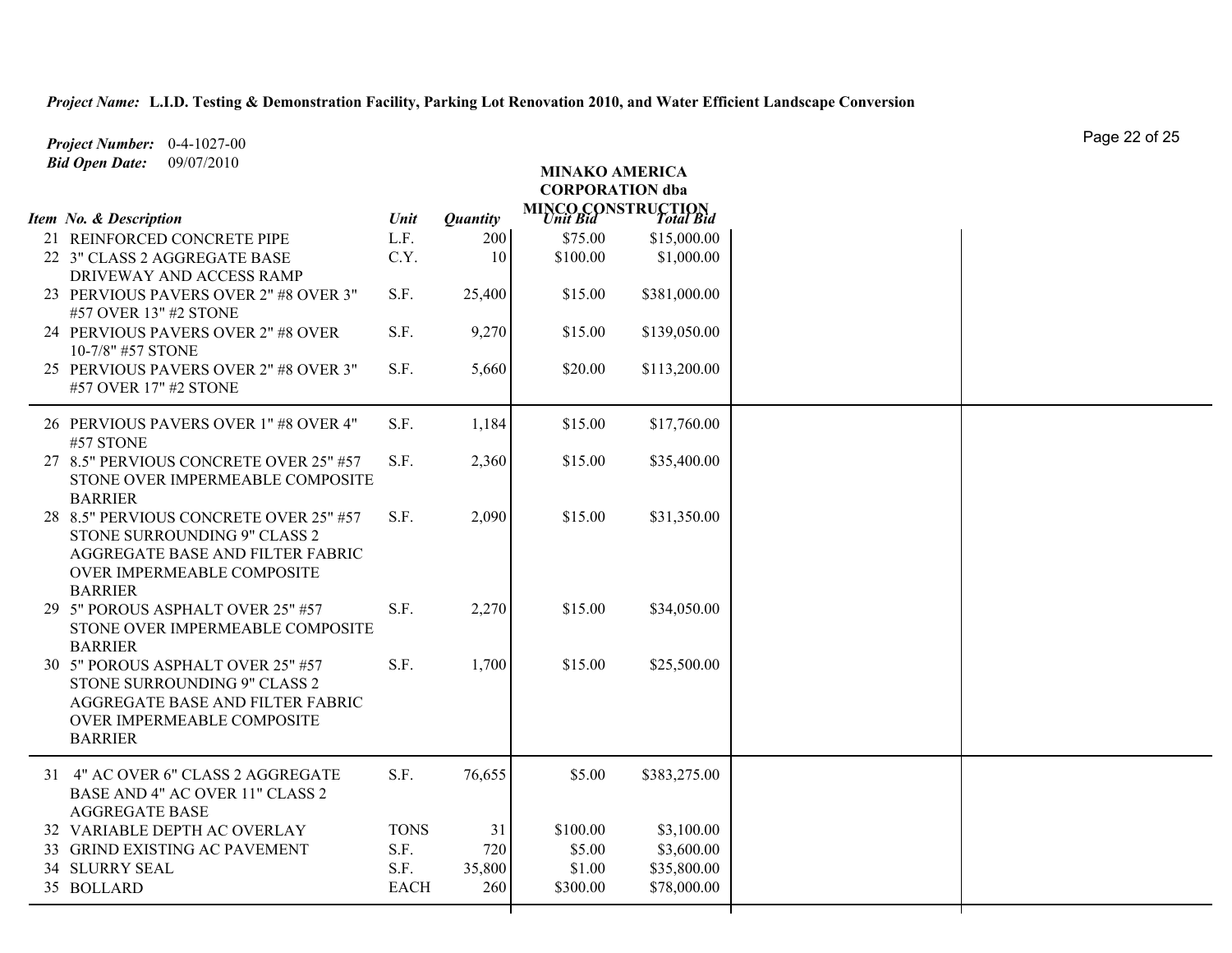***Project Name:*** **L.I.D. Testing & Demonstration Facility, Parking Lot Renovation 2010, and Water Efficient Landscape Conversion**

***Project Number:*** 0-4-1027-00
***Bid Open Date:*** 09/07/2010

| Item No. & Description | Unit | Quantity | MINAKO AMERICA CORPORATION dba MINCO CONSTRUCTION Unit Bid | Total Bid | | |
|---|---|---|---|---|---|---|
| 21 REINFORCED CONCRETE PIPE | L.F. | 200 | $75.00 | $15,000.00 | | |
| 22 3" CLASS 2 AGGREGATE BASE DRIVEWAY AND ACCESS RAMP | C.Y. | 10 | $100.00 | $1,000.00 | | |
| 23 PERVIOUS PAVERS OVER 2" #8 OVER 3" #57 OVER 13" #2 STONE | S.F. | 25,400 | $15.00 | $381,000.00 | | |
| 24 PERVIOUS PAVERS OVER 2" #8 OVER 10-7/8" #57 STONE | S.F. | 9,270 | $15.00 | $139,050.00 | | |
| 25 PERVIOUS PAVERS OVER 2" #8 OVER 3" #57 OVER 17" #2 STONE | S.F. | 5,660 | $20.00 | $113,200.00 | | |
| 26 PERVIOUS PAVERS OVER 1" #8 OVER 4" #57 STONE | S.F. | 1,184 | $15.00 | $17,760.00 | | |
| 27 8.5" PERVIOUS CONCRETE OVER 25" #57 STONE OVER IMPERMEABLE COMPOSITE BARRIER | S.F. | 2,360 | $15.00 | $35,400.00 | | |
| 28 8.5" PERVIOUS CONCRETE OVER 25" #57 STONE SURROUNDING 9" CLASS 2 AGGREGATE BASE AND FILTER FABRIC OVER IMPERMEABLE COMPOSITE BARRIER | S.F. | 2,090 | $15.00 | $31,350.00 | | |
| 29 5" POROUS ASPHALT OVER 25" #57 STONE OVER IMPERMEABLE COMPOSITE BARRIER | S.F. | 2,270 | $15.00 | $34,050.00 | | |
| 30 5" POROUS ASPHALT OVER 25" #57 STONE SURROUNDING 9" CLASS 2 AGGREGATE BASE AND FILTER FABRIC OVER IMPERMEABLE COMPOSITE BARRIER | S.F. | 1,700 | $15.00 | $25,500.00 | | |
| 31 4" AC OVER 6" CLASS 2 AGGREGATE BASE AND 4" AC OVER 11" CLASS 2 AGGREGATE BASE | S.F. | 76,655 | $5.00 | $383,275.00 | | |
| 32 VARIABLE DEPTH AC OVERLAY | TONS | 31 | $100.00 | $3,100.00 | | |
| 33 GRIND EXISTING AC PAVEMENT | S.F. | 720 | $5.00 | $3,600.00 | | |
| 34 SLURRY SEAL | S.F. | 35,800 | $1.00 | $35,800.00 | | |
| 35 BOLLARD | EACH | 260 | $300.00 | $78,000.00 | | |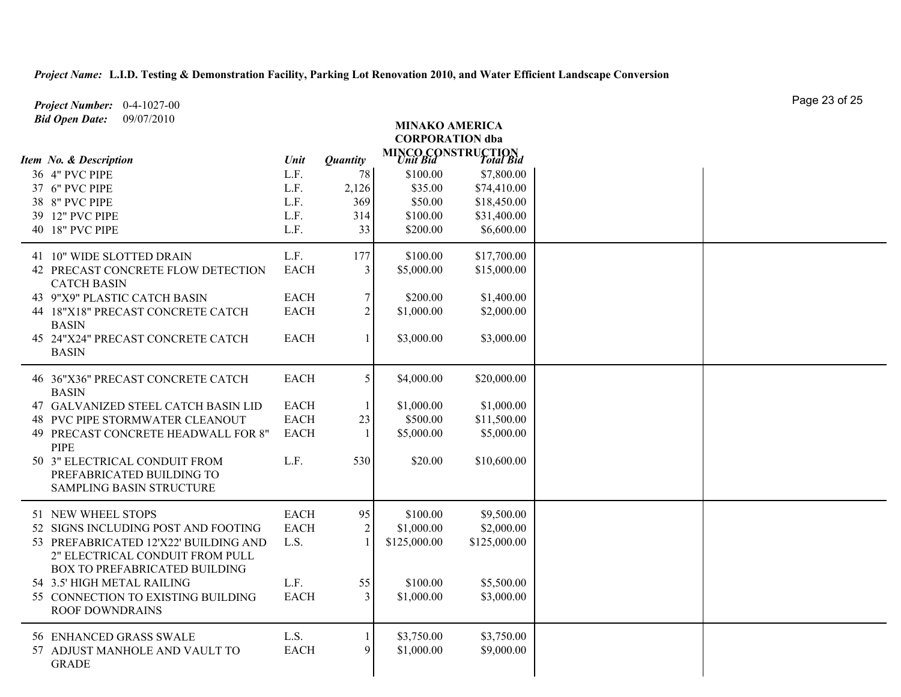***Project Name:*** **L.I.D. Testing & Demonstration Facility, Parking Lot Renovation 2010, and Water Efficient Landscape Conversion**

***Project Number:*** 0-4-1027-00
***Bid Open Date:*** 09/07/2010

| Item No. & Description | Unit | Quantity | MINAKO AMERICA CORPORATION dba MINCO CONSTRUCTION Unit Bid | Total Bid | | |
|---|---|---|---|---|---|---|
| 36 4" PVC PIPE | L.F. | 78 | $100.00 | $7,800.00 | | |
| 37 6" PVC PIPE | L.F. | 2,126 | $35.00 | $74,410.00 | | |
| 38 8" PVC PIPE | L.F. | 369 | $50.00 | $18,450.00 | | |
| 39 12" PVC PIPE | L.F. | 314 | $100.00 | $31,400.00 | | |
| 40 18" PVC PIPE | L.F. | 33 | $200.00 | $6,600.00 | | |
| 41 10" WIDE SLOTTED DRAIN | L.F. | 177 | $100.00 | $17,700.00 | | |
| 42 PRECAST CONCRETE FLOW DETECTION CATCH BASIN | EACH | 3 | $5,000.00 | $15,000.00 | | |
| 43 9"X9" PLASTIC CATCH BASIN | EACH | 7 | $200.00 | $1,400.00 | | |
| 44 18"X18" PRECAST CONCRETE CATCH BASIN | EACH | 2 | $1,000.00 | $2,000.00 | | |
| 45 24"X24" PRECAST CONCRETE CATCH BASIN | EACH | 1 | $3,000.00 | $3,000.00 | | |
| 46 36"X36" PRECAST CONCRETE CATCH BASIN | EACH | 5 | $4,000.00 | $20,000.00 | | |
| 47 GALVANIZED STEEL CATCH BASIN LID | EACH | 1 | $1,000.00 | $1,000.00 | | |
| 48 PVC PIPE STORMWATER CLEANOUT | EACH | 23 | $500.00 | $11,500.00 | | |
| 49 PRECAST CONCRETE HEADWALL FOR 8" PIPE | EACH | 1 | $5,000.00 | $5,000.00 | | |
| 50 3" ELECTRICAL CONDUIT FROM PREFABRICATED BUILDING TO SAMPLING BASIN STRUCTURE | L.F. | 530 | $20.00 | $10,600.00 | | |
| 51 NEW WHEEL STOPS | EACH | 95 | $100.00 | $9,500.00 | | |
| 52 SIGNS INCLUDING POST AND FOOTING | EACH | 2 | $1,000.00 | $2,000.00 | | |
| 53 PREFABRICATED 12'X22' BUILDING AND 2" ELECTRICAL CONDUIT FROM PULL BOX TO PREFABRICATED BUILDING | L.S. | 1 | $125,000.00 | $125,000.00 | | |
| 54 3.5' HIGH METAL RAILING | L.F. | 55 | $100.00 | $5,500.00 | | |
| 55 CONNECTION TO EXISTING BUILDING ROOF DOWNDRAINS | EACH | 3 | $1,000.00 | $3,000.00 | | |
| 56 ENHANCED GRASS SWALE | L.S. | 1 | $3,750.00 | $3,750.00 | | |
| 57 ADJUST MANHOLE AND VAULT TO GRADE | EACH | 9 | $1,000.00 | $9,000.00 | | |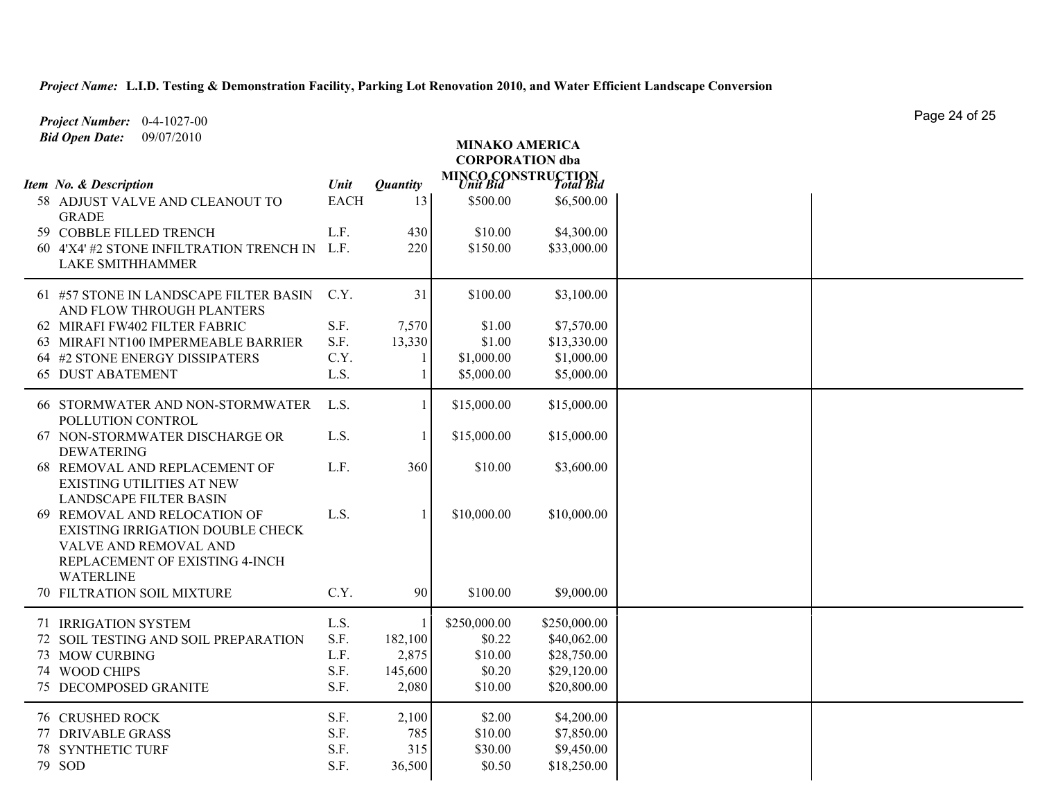***Project Name:*** **L.I.D. Testing & Demonstration Facility, Parking Lot Renovation 2010, and Water Efficient Landscape Conversion**

***Project Number:*** 0-4-1027-00
***Bid Open Date:*** 09/07/2010

| Item No. & Description | Unit | Quantity | MINAKO AMERICA CORPORATION dba MINCO CONSTRUCTION | | | |
|---|---|---|---|---|---|---|
| | | | Unit Bid | Total Bid | | |
| 58 ADJUST VALVE AND CLEANOUT TO GRADE | EACH | 13 | $500.00 | $6,500.00 | | |
| 59 COBBLE FILLED TRENCH | L.F. | 430 | $10.00 | $4,300.00 | | |
| 60 4'X4' #2 STONE INFILTRATION TRENCH IN LAKE SMITHHAMMER | L.F. | 220 | $150.00 | $33,000.00 | | |
| 61 #57 STONE IN LANDSCAPE FILTER BASIN AND FLOW THROUGH PLANTERS | C.Y. | 31 | $100.00 | $3,100.00 | | |
| 62 MIRAFI FW402 FILTER FABRIC | S.F. | 7,570 | $1.00 | $7,570.00 | | |
| 63 MIRAFI NT100 IMPERMEABLE BARRIER | S.F. | 13,330 | $1.00 | $13,330.00 | | |
| 64 #2 STONE ENERGY DISSIPATERS | C.Y. | 1 | $1,000.00 | $1,000.00 | | |
| 65 DUST ABATEMENT | L.S. | 1 | $5,000.00 | $5,000.00 | | |
| 66 STORMWATER AND NON-STORMWATER POLLUTION CONTROL | L.S. | 1 | $15,000.00 | $15,000.00 | | |
| 67 NON-STORMWATER DISCHARGE OR DEWATERING | L.S. | 1 | $15,000.00 | $15,000.00 | | |
| 68 REMOVAL AND REPLACEMENT OF EXISTING UTILITIES AT NEW LANDSCAPE FILTER BASIN | L.F. | 360 | $10.00 | $3,600.00 | | |
| 69 REMOVAL AND RELOCATION OF EXISTING IRRIGATION DOUBLE CHECK VALVE AND REMOVAL AND REPLACEMENT OF EXISTING 4-INCH WATERLINE | L.S. | 1 | $10,000.00 | $10,000.00 | | |
| 70 FILTRATION SOIL MIXTURE | C.Y. | 90 | $100.00 | $9,000.00 | | |
| 71 IRRIGATION SYSTEM | L.S. | 1 | $250,000.00 | $250,000.00 | | |
| 72 SOIL TESTING AND SOIL PREPARATION | S.F. | 182,100 | $0.22 | $40,062.00 | | |
| 73 MOW CURBING | L.F. | 2,875 | $10.00 | $28,750.00 | | |
| 74 WOOD CHIPS | S.F. | 145,600 | $0.20 | $29,120.00 | | |
| 75 DECOMPOSED GRANITE | S.F. | 2,080 | $10.00 | $20,800.00 | | |
| 76 CRUSHED ROCK | S.F. | 2,100 | $2.00 | $4,200.00 | | |
| 77 DRIVABLE GRASS | S.F. | 785 | $10.00 | $7,850.00 | | |
| 78 SYNTHETIC TURF | S.F. | 315 | $30.00 | $9,450.00 | | |
| 79 SOD | S.F. | 36,500 | $0.50 | $18,250.00 | | |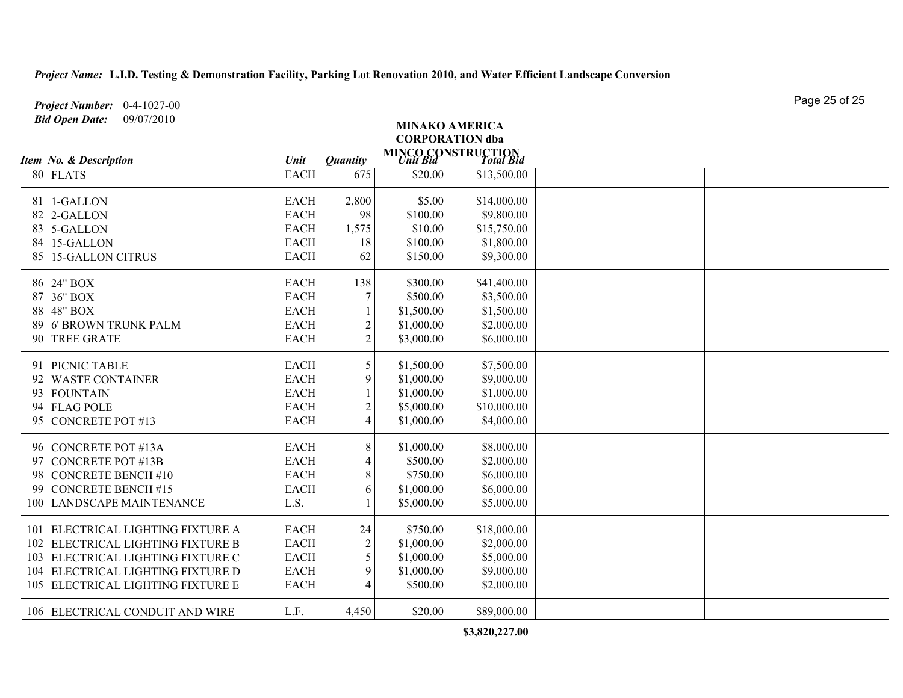***Project Name:*** **L.I.D. Testing & Demonstration Facility, Parking Lot Renovation 2010, and Water Efficient Landscape Conversion**

***Project Number:*** 0-4-1027-00
***Bid Open Date:*** 09/07/2010

| *Item No. & Description* | *Unit* | *Quantity* | MINAKO AMERICA CORPORATION dba MINCO CONSTRUCTION *Unit Bid* | *Total Bid* | | |
|---|---|---|---|---|---|---|
| 80 FLATS | EACH | 675 | $20.00 | $13,500.00 | | |
| 81 1-GALLON | EACH | 2,800 | $5.00 | $14,000.00 | | |
| 82 2-GALLON | EACH | 98 | $100.00 | $9,800.00 | | |
| 83 5-GALLON | EACH | 1,575 | $10.00 | $15,750.00 | | |
| 84 15-GALLON | EACH | 18 | $100.00 | $1,800.00 | | |
| 85 15-GALLON CITRUS | EACH | 62 | $150.00 | $9,300.00 | | |
| 86 24" BOX | EACH | 138 | $300.00 | $41,400.00 | | |
| 87 36" BOX | EACH | 7 | $500.00 | $3,500.00 | | |
| 88 48" BOX | EACH | 1 | $1,500.00 | $1,500.00 | | |
| 89 6' BROWN TRUNK PALM | EACH | 2 | $1,000.00 | $2,000.00 | | |
| 90 TREE GRATE | EACH | 2 | $3,000.00 | $6,000.00 | | |
| 91 PICNIC TABLE | EACH | 5 | $1,500.00 | $7,500.00 | | |
| 92 WASTE CONTAINER | EACH | 9 | $1,000.00 | $9,000.00 | | |
| 93 FOUNTAIN | EACH | 1 | $1,000.00 | $1,000.00 | | |
| 94 FLAG POLE | EACH | 2 | $5,000.00 | $10,000.00 | | |
| 95 CONCRETE POT #13 | EACH | 4 | $1,000.00 | $4,000.00 | | |
| 96 CONCRETE POT #13A | EACH | 8 | $1,000.00 | $8,000.00 | | |
| 97 CONCRETE POT #13B | EACH | 4 | $500.00 | $2,000.00 | | |
| 98 CONCRETE BENCH #10 | EACH | 8 | $750.00 | $6,000.00 | | |
| 99 CONCRETE BENCH #15 | EACH | 6 | $1,000.00 | $6,000.00 | | |
| 100 LANDSCAPE MAINTENANCE | L.S. | 1 | $5,000.00 | $5,000.00 | | |
| 101 ELECTRICAL LIGHTING FIXTURE A | EACH | 24 | $750.00 | $18,000.00 | | |
| 102 ELECTRICAL LIGHTING FIXTURE B | EACH | 2 | $1,000.00 | $2,000.00 | | |
| 103 ELECTRICAL LIGHTING FIXTURE C | EACH | 5 | $1,000.00 | $5,000.00 | | |
| 104 ELECTRICAL LIGHTING FIXTURE D | EACH | 9 | $1,000.00 | $9,000.00 | | |
| 105 ELECTRICAL LIGHTING FIXTURE E | EACH | 4 | $500.00 | $2,000.00 | | |
| 106 ELECTRICAL CONDUIT AND WIRE | L.F. | 4,450 | $20.00 | $89,000.00 | | |
| | | | | **$3,820,227.00** | | |